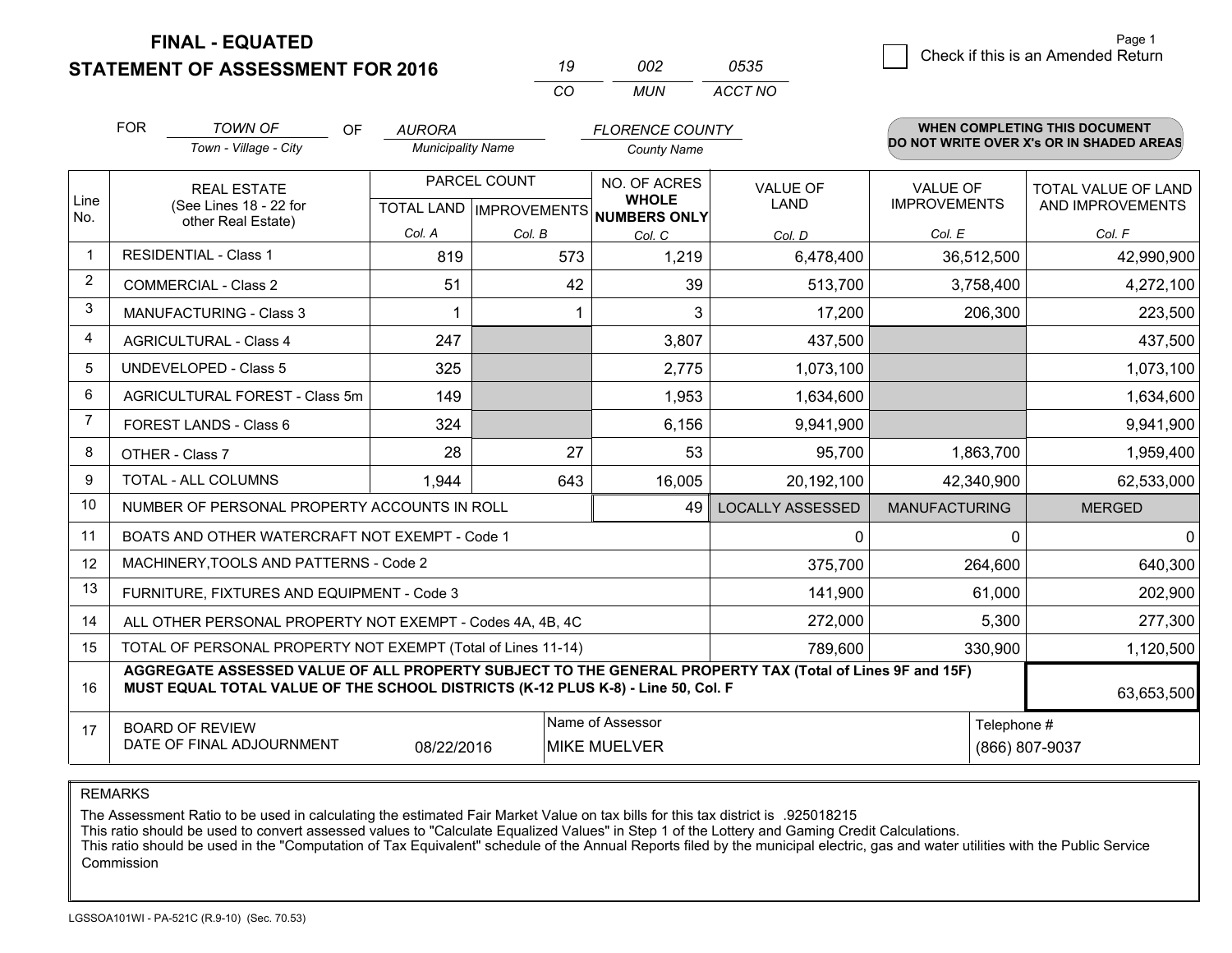# FINAL - EQUATED
## STATEMENT OF ASSESSMENT FOR 2016

| 19 | 002 | 0535 |
|---|---|---|
| CO | MUN | ACCT NO |

Page 1

☐ Check if this is an Amended Return

FOR *TOWN OF* (Town - Village - City) OF *AURORA* (Municipality Name) *FLORENCE COUNTY* (County Name)

**WHEN COMPLETING THIS DOCUMENT DO NOT WRITE OVER X's OR IN SHADED AREAS**

| Line No. | REAL ESTATE (See Lines 18 - 22 for other Real Estate) | PARCEL COUNT | | NO. OF ACRES WHOLE NUMBERS ONLY | VALUE OF LAND | VALUE OF IMPROVEMENTS | TOTAL VALUE OF LAND AND IMPROVEMENTS |
|---|---|---|---|---|---|---|---|
| | | TOTAL LAND Col. A | IMPROVEMENTS Col. B | Col. C | Col. D | Col. E | Col. F |
| 1 | RESIDENTIAL - Class 1 | 819 | 573 | 1,219 | 6,478,400 | 36,512,500 | 42,990,900 |
| 2 | COMMERCIAL - Class 2 | 51 | 42 | 39 | 513,700 | 3,758,400 | 4,272,100 |
| 3 | MANUFACTURING - Class 3 | 1 | 1 | 3 | 17,200 | 206,300 | 223,500 |
| 4 | AGRICULTURAL - Class 4 | 247 | | 3,807 | 437,500 | | 437,500 |
| 5 | UNDEVELOPED - Class 5 | 325 | | 2,775 | 1,073,100 | | 1,073,100 |
| 6 | AGRICULTURAL FOREST - Class 5m | 149 | | 1,953 | 1,634,600 | | 1,634,600 |
| 7 | FOREST LANDS - Class 6 | 324 | | 6,156 | 9,941,900 | | 9,941,900 |
| 8 | OTHER - Class 7 | 28 | 27 | 53 | 95,700 | 1,863,700 | 1,959,400 |
| 9 | TOTAL - ALL COLUMNS | 1,944 | 643 | 16,005 | 20,192,100 | 42,340,900 | 62,533,000 |
| 10 | NUMBER OF PERSONAL PROPERTY ACCOUNTS IN ROLL | | | 49 | LOCALLY ASSESSED | MANUFACTURING | MERGED |
| 11 | BOATS AND OTHER WATERCRAFT NOT EXEMPT - Code 1 | | | | 0 | 0 | 0 |
| 12 | MACHINERY,TOOLS AND PATTERNS - Code 2 | | | | 375,700 | 264,600 | 640,300 |
| 13 | FURNITURE, FIXTURES AND EQUIPMENT - Code 3 | | | | 141,900 | 61,000 | 202,900 |
| 14 | ALL OTHER PERSONAL PROPERTY NOT EXEMPT - Codes 4A, 4B, 4C | | | | 272,000 | 5,300 | 277,300 |
| 15 | TOTAL OF PERSONAL PROPERTY NOT EXEMPT (Total of Lines 11-14) | | | | 789,600 | 330,900 | 1,120,500 |
| 16 | **AGGREGATE ASSESSED VALUE OF ALL PROPERTY SUBJECT TO THE GENERAL PROPERTY TAX (Total of Lines 9F and 15F) MUST EQUAL TOTAL VALUE OF THE SCHOOL DISTRICTS (K-12 PLUS K-8) - Line 50, Col. F** | | | | | | 63,653,500 |
| 17 | BOARD OF REVIEW DATE OF FINAL ADJOURNMENT | 08/22/2016 | | Name of Assessor: MIKE MUELVER | | | Telephone #: (866) 807-9037 |

REMARKS

The Assessment Ratio to be used in calculating the estimated Fair Market Value on tax bills for this tax district is .925018215
This ratio should be used to convert assessed values to "Calculate Equalized Values" in Step 1 of the Lottery and Gaming Credit Calculations.
This ratio should be used in the "Computation of Tax Equivalent" schedule of the Annual Reports filed by the municipal electric, gas and water utilities with the Public Service Commission

LGSSOA101WI - PA-521C (R.9-10) (Sec. 70.53)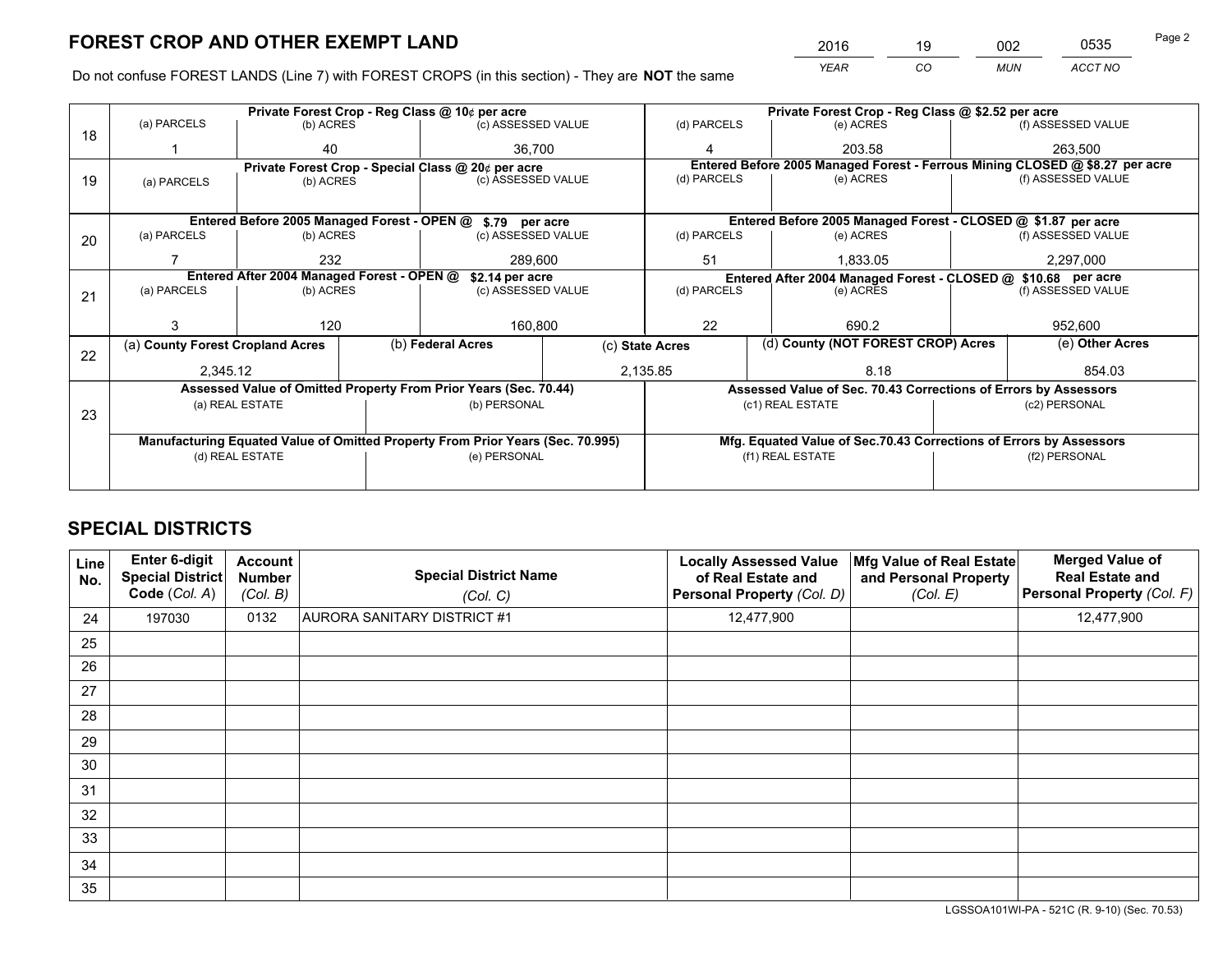# FOREST CROP AND OTHER EXEMPT LAND

| YEAR | CO | MUN | ACCT NO |
|---|---|---|---|
| 2016 | 19 | 002 | 0535 |

Do not confuse FOREST LANDS (Line 7) with FOREST CROPS (in this section) - They are **NOT** the same

| Line | Private Forest Crop - Reg Class @ 10¢ per acre | | | Private Forest Crop - Reg Class @ $2.52 per acre | | |
|---|---|---|---|---|---|---|
| 18 | (a) PARCELS | (b) ACRES | (c) ASSESSED VALUE | (d) PARCELS | (e) ACRES | (f) ASSESSED VALUE |
| | 1 | 40 | 36,700 | 4 | 203.58 | 263,500 |
| | **Private Forest Crop - Special Class @ 20¢ per acre** | | | **Entered Before 2005 Managed Forest - Ferrous Mining CLOSED @ $8.27 per acre** | | |
| 19 | (a) PARCELS | (b) ACRES | (c) ASSESSED VALUE | (d) PARCELS | (e) ACRES | (f) ASSESSED VALUE |
| | | | | | | |
| | **Entered Before 2005 Managed Forest - OPEN @ $.79 per acre** | | | **Entered Before 2005 Managed Forest - CLOSED @ $1.87 per acre** | | |
| 20 | (a) PARCELS | (b) ACRES | (c) ASSESSED VALUE | (d) PARCELS | (e) ACRES | (f) ASSESSED VALUE |
| | 7 | 232 | 289,600 | 51 | 1,833.05 | 2,297,000 |
| | **Entered After 2004 Managed Forest - OPEN @ $2.14 per acre** | | | **Entered After 2004 Managed Forest - CLOSED @ $10.68 per acre** | | |
| 21 | (a) PARCELS | (b) ACRES | (c) ASSESSED VALUE | (d) PARCELS | (e) ACRES | (f) ASSESSED VALUE |
| | 3 | 120 | 160,800 | 22 | 690.2 | 952,600 |

| Line | (a) County Forest Cropland Acres | (b) Federal Acres | (c) State Acres | (d) County (NOT FOREST CROP) Acres | (e) Other Acres |
|---|---|---|---|---|---|
| 22 | 2,345.12 | | 2,135.85 | 8.18 | 854.03 |

| Line | Assessed Value of Omitted Property From Prior Years (Sec. 70.44) | | Assessed Value of Sec. 70.43 Corrections of Errors by Assessors | |
|---|---|---|---|---|
| 23 | (a) REAL ESTATE | (b) PERSONAL | (c1) REAL ESTATE | (c2) PERSONAL |
| | | | | |
| | **Manufacturing Equated Value of Omitted Property From Prior Years (Sec. 70.995)** | | **Mfg. Equated Value of Sec.70.43 Corrections of Errors by Assessors** | |
| | (d) REAL ESTATE | (e) PERSONAL | (f1) REAL ESTATE | (f2) PERSONAL |
| | | | | |

# SPECIAL DISTRICTS

| Line No. | Enter 6-digit Special District Code (Col. A) | Account Number (Col. B) | Special District Name (Col. C) | Locally Assessed Value of Real Estate and Personal Property (Col. D) | Mfg Value of Real Estate and Personal Property (Col. E) | Merged Value of Real Estate and Personal Property (Col. F) |
|---|---|---|---|---|---|---|
| 24 | 197030 | 0132 | AURORA SANITARY DISTRICT #1 | 12,477,900 | | 12,477,900 |
| 25 | | | | | | |
| 26 | | | | | | |
| 27 | | | | | | |
| 28 | | | | | | |
| 29 | | | | | | |
| 30 | | | | | | |
| 31 | | | | | | |
| 32 | | | | | | |
| 33 | | | | | | |
| 34 | | | | | | |
| 35 | | | | | | |

LGSSOA101WI-PA - 521C (R. 9-10) (Sec. 70.53)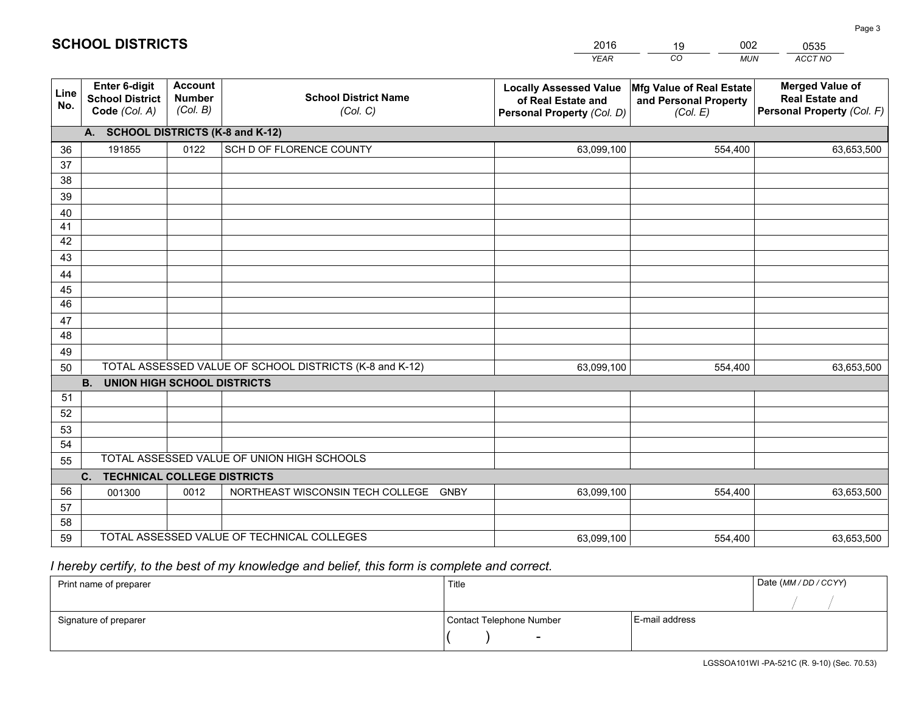# SCHOOL DISTRICTS

| 2016 | 19 | 002 | 0535 |
|---|---|---|---|
| *YEAR* | *CO* | *MUN* | *ACCT NO* |

| Line No. | Enter 6-digit School District Code *(Col. A)* | Account Number *(Col. B)* | School District Name *(Col. C)* | Locally Assessed Value of Real Estate and Personal Property *(Col. D)* | Mfg Value of Real Estate and Personal Property *(Col. E)* | Merged Value of Real Estate and Personal Property *(Col. F)* |
|---|---|---|---|---|---|---|
| **A. SCHOOL DISTRICTS (K-8 and K-12)** | | | | | | |
| 36 | 191855 | 0122 | SCH D OF FLORENCE COUNTY | 63,099,100 | 554,400 | 63,653,500 |
| 37 | | | | | | |
| 38 | | | | | | |
| 39 | | | | | | |
| 40 | | | | | | |
| 41 | | | | | | |
| 42 | | | | | | |
| 43 | | | | | | |
| 44 | | | | | | |
| 45 | | | | | | |
| 46 | | | | | | |
| 47 | | | | | | |
| 48 | | | | | | |
| 49 | | | | | | |
| 50 | TOTAL ASSESSED VALUE OF SCHOOL DISTRICTS (K-8 and K-12) | | | 63,099,100 | 554,400 | 63,653,500 |
| **B. UNION HIGH SCHOOL DISTRICTS** | | | | | | |
| 51 | | | | | | |
| 52 | | | | | | |
| 53 | | | | | | |
| 54 | | | | | | |
| 55 | TOTAL ASSESSED VALUE OF UNION HIGH SCHOOLS | | | | | |
| **C. TECHNICAL COLLEGE DISTRICTS** | | | | | | |
| 56 | 001300 | 0012 | NORTHEAST WISCONSIN TECH COLLEGE GNBY | 63,099,100 | 554,400 | 63,653,500 |
| 57 | | | | | | |
| 58 | | | | | | |
| 59 | TOTAL ASSESSED VALUE OF TECHNICAL COLLEGES | | | 63,099,100 | 554,400 | 63,653,500 |

*I hereby certify, to the best of my knowledge and belief, this form is complete and correct.*

| Print name of preparer | Title | | Date *(MM / DD / CCYY)* |
|---|---|---|---|
| | | | / / |
| Signature of preparer | Contact Telephone Number | E-mail address | |
| | ( ) - | | |

LGSSOA101WI -PA-521C (R. 9-10) (Sec. 70.53)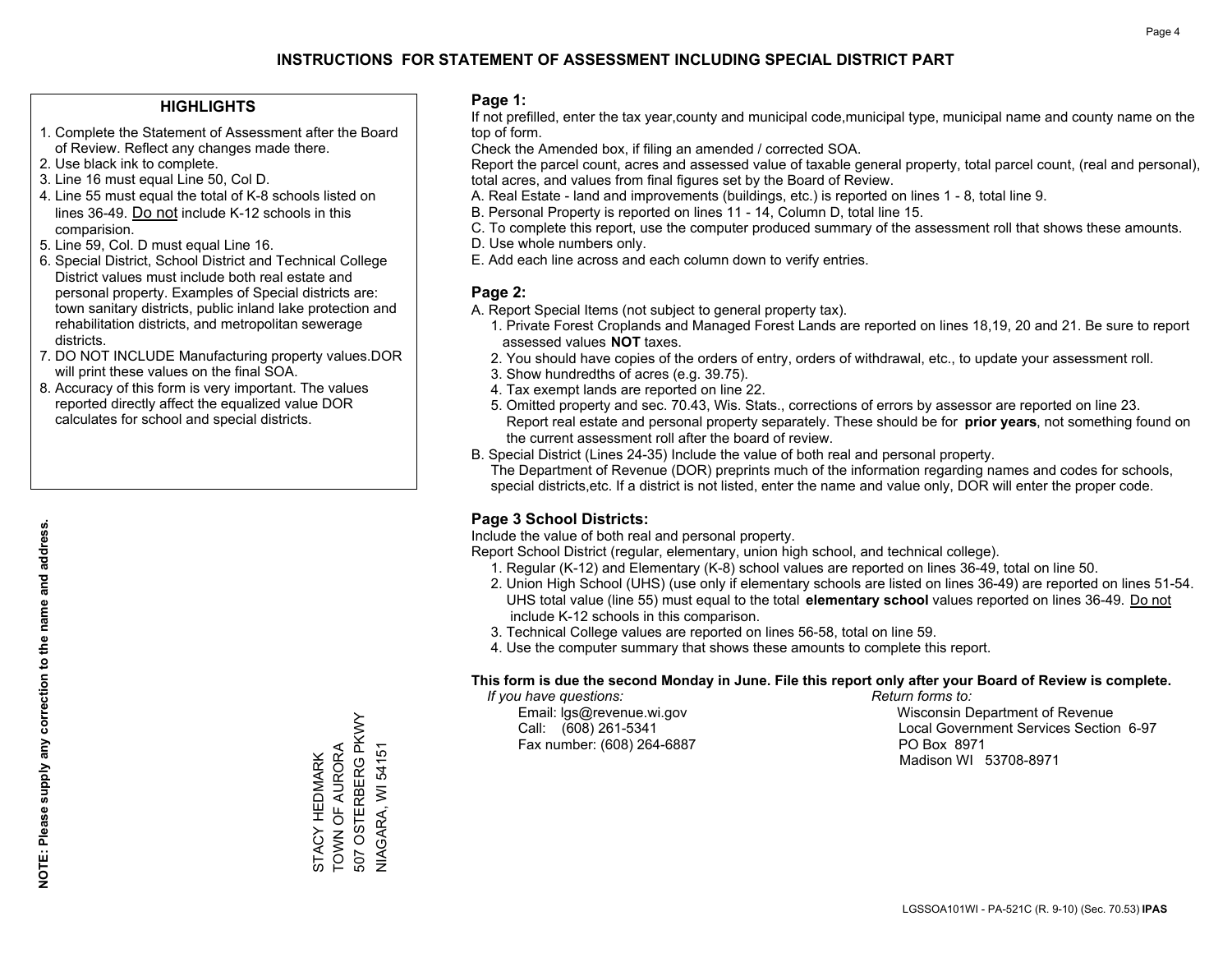# INSTRUCTIONS FOR STATEMENT OF ASSESSMENT INCLUDING SPECIAL DISTRICT PART

## HIGHLIGHTS

1. Complete the Statement of Assessment after the Board of Review. Reflect any changes made there.
2. Use black ink to complete.
3. Line 16 must equal Line 50, Col D.
4. Line 55 must equal the total of K-8 schools listed on lines 36-49. Do not include K-12 schools in this comparision.
5. Line 59, Col. D must equal Line 16.
6. Special District, School District and Technical College District values must include both real estate and personal property. Examples of Special districts are: town sanitary districts, public inland lake protection and rehabilitation districts, and metropolitan sewerage districts.
7. DO NOT INCLUDE Manufacturing property values.DOR will print these values on the final SOA.
8. Accuracy of this form is very important. The values reported directly affect the equalized value DOR calculates for school and special districts.

**NOTE: Please supply any correction to the name and address.**

STACY HEDMARK
TOWN OF AURORA
507 OSTERBERG PKWY
NIAGARA, WI 54151

## Page 1:

If not prefilled, enter the tax year,county and municipal code,municipal type, municipal name and county name on the top of form.

Check the Amended box, if filing an amended / corrected SOA.

Report the parcel count, acres and assessed value of taxable general property, total parcel count, (real and personal), total acres, and values from final figures set by the Board of Review.

A. Real Estate - land and improvements (buildings, etc.) is reported on lines 1 - 8, total line 9.
B. Personal Property is reported on lines 11 - 14, Column D, total line 15.
C. To complete this report, use the computer produced summary of the assessment roll that shows these amounts.
D. Use whole numbers only.
E. Add each line across and each column down to verify entries.

## Page 2:

A. Report Special Items (not subject to general property tax).
   1. Private Forest Croplands and Managed Forest Lands are reported on lines 18,19, 20 and 21. Be sure to report assessed values **NOT** taxes.
   2. You should have copies of the orders of entry, orders of withdrawal, etc., to update your assessment roll.
   3. Show hundredths of acres (e.g. 39.75).
   4. Tax exempt lands are reported on line 22.
   5. Omitted property and sec. 70.43, Wis. Stats., corrections of errors by assessor are reported on line 23. Report real estate and personal property separately. These should be for **prior years**, not something found on the current assessment roll after the board of review.
B. Special District (Lines 24-35) Include the value of both real and personal property.
   The Department of Revenue (DOR) preprints much of the information regarding names and codes for schools, special districts,etc. If a district is not listed, enter the name and value only, DOR will enter the proper code.

## Page 3 School Districts:

Include the value of both real and personal property.

Report School District (regular, elementary, union high school, and technical college).

1. Regular (K-12) and Elementary (K-8) school values are reported on lines 36-49, total on line 50.
2. Union High School (UHS) (use only if elementary schools are listed on lines 36-49) are reported on lines 51-54. UHS total value (line 55) must equal to the total **elementary school** values reported on lines 36-49. Do not include K-12 schools in this comparison.
3. Technical College values are reported on lines 56-58, total on line 59.
4. Use the computer summary that shows these amounts to complete this report.

**This form is due the second Monday in June. File this report only after your Board of Review is complete.**

*If you have questions:*
Email: lgs@revenue.wi.gov
Call: (608) 261-5341
Fax number: (608) 264-6887

*Return forms to:*
Wisconsin Department of Revenue
Local Government Services Section 6-97
PO Box 8971
Madison WI 53708-8971

LGSSOA101WI - PA-521C (R. 9-10) (Sec. 70.53) **IPAS**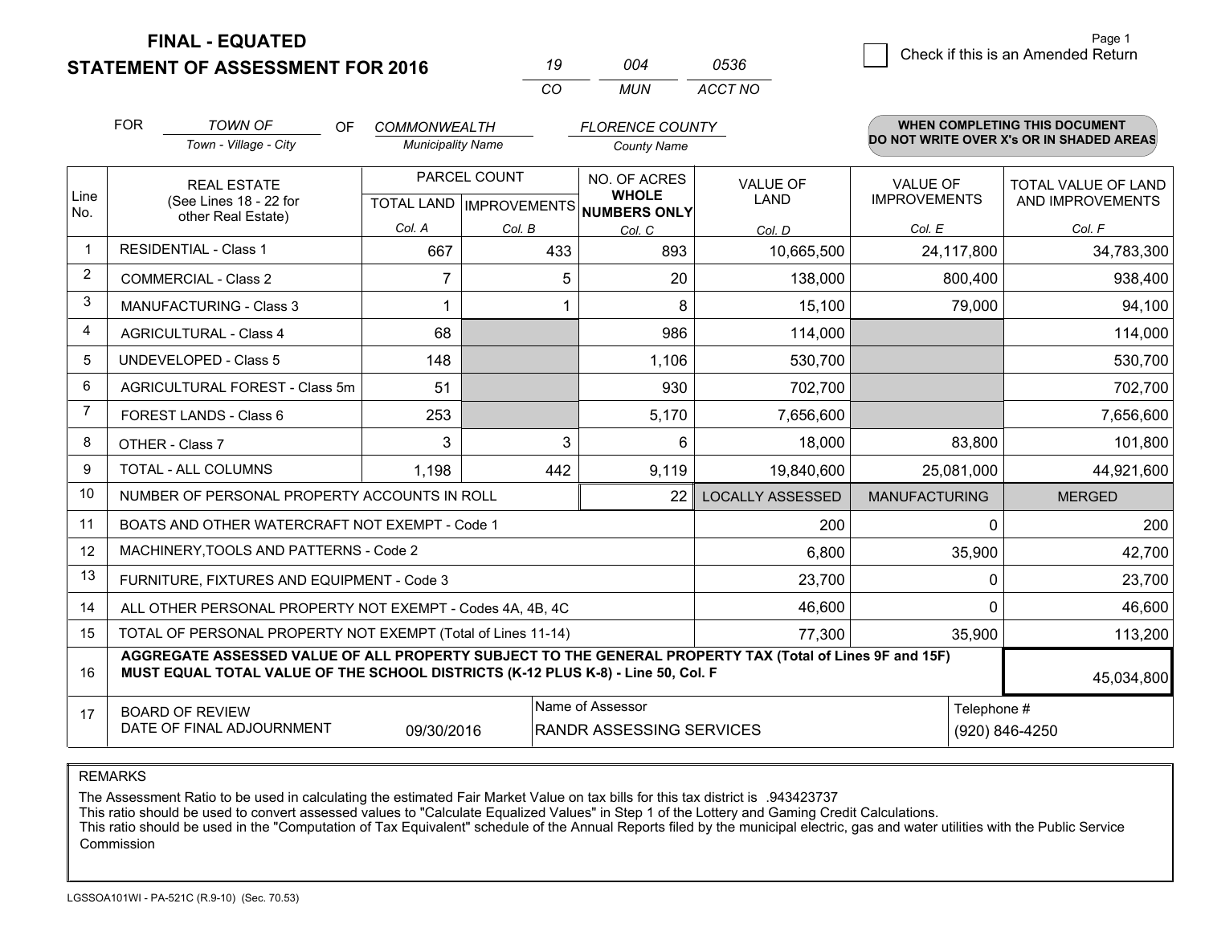**FINAL - EQUATED**

**STATEMENT OF ASSESSMENT FOR 2016**

| 19 | 004 | 0536 |
|---|---|---|
| CO | MUN | ACCT NO |

Page 1

☐ Check if this is an Amended Return

FOR *TOWN OF* (Town - Village - City) OF *COMMONWEALTH* (Municipality Name) *FLORENCE COUNTY* (County Name)

**WHEN COMPLETING THIS DOCUMENT DO NOT WRITE OVER X's OR IN SHADED AREAS**

| Line No. | REAL ESTATE (See Lines 18 - 22 for other Real Estate) | PARCEL COUNT TOTAL LAND Col. A | PARCEL COUNT IMPROVEMENTS Col. B | NO. OF ACRES WHOLE NUMBERS ONLY Col. C | VALUE OF LAND Col. D | VALUE OF IMPROVEMENTS Col. E | TOTAL VALUE OF LAND AND IMPROVEMENTS Col. F |
|---|---|---|---|---|---|---|---|
| 1 | RESIDENTIAL - Class 1 | 667 | 433 | 893 | 10,665,500 | 24,117,800 | 34,783,300 |
| 2 | COMMERCIAL - Class 2 | 7 | 5 | 20 | 138,000 | 800,400 | 938,400 |
| 3 | MANUFACTURING - Class 3 | 1 | 1 | 8 | 15,100 | 79,000 | 94,100 |
| 4 | AGRICULTURAL - Class 4 | 68 | | 986 | 114,000 | | 114,000 |
| 5 | UNDEVELOPED - Class 5 | 148 | | 1,106 | 530,700 | | 530,700 |
| 6 | AGRICULTURAL FOREST - Class 5m | 51 | | 930 | 702,700 | | 702,700 |
| 7 | FOREST LANDS - Class 6 | 253 | | 5,170 | 7,656,600 | | 7,656,600 |
| 8 | OTHER - Class 7 | 3 | 3 | 6 | 18,000 | 83,800 | 101,800 |
| 9 | TOTAL - ALL COLUMNS | 1,198 | 442 | 9,119 | 19,840,600 | 25,081,000 | 44,921,600 |
| 10 | NUMBER OF PERSONAL PROPERTY ACCOUNTS IN ROLL | | | 22 | LOCALLY ASSESSED | MANUFACTURING | MERGED |
| 11 | BOATS AND OTHER WATERCRAFT NOT EXEMPT - Code 1 | | | | 200 | 0 | 200 |
| 12 | MACHINERY,TOOLS AND PATTERNS - Code 2 | | | | 6,800 | 35,900 | 42,700 |
| 13 | FURNITURE, FIXTURES AND EQUIPMENT - Code 3 | | | | 23,700 | 0 | 23,700 |
| 14 | ALL OTHER PERSONAL PROPERTY NOT EXEMPT - Codes 4A, 4B, 4C | | | | 46,600 | 0 | 46,600 |
| 15 | TOTAL OF PERSONAL PROPERTY NOT EXEMPT (Total of Lines 11-14) | | | | 77,300 | 35,900 | 113,200 |
| 16 | **AGGREGATE ASSESSED VALUE OF ALL PROPERTY SUBJECT TO THE GENERAL PROPERTY TAX (Total of Lines 9F and 15F) MUST EQUAL TOTAL VALUE OF THE SCHOOL DISTRICTS (K-12 PLUS K-8) - Line 50, Col. F** | | | | | | 45,034,800 |
| 17 | BOARD OF REVIEW DATE OF FINAL ADJOURNMENT | 09/30/2016 | | Name of Assessor: RANDR ASSESSING SERVICES | | Telephone #: (920) 846-4250 | |

REMARKS

The Assessment Ratio to be used in calculating the estimated Fair Market Value on tax bills for this tax district is .943423737
This ratio should be used to convert assessed values to "Calculate Equalized Values" in Step 1 of the Lottery and Gaming Credit Calculations.
This ratio should be used in the "Computation of Tax Equivalent" schedule of the Annual Reports filed by the municipal electric, gas and water utilities with the Public Service Commission

LGSSOA101WI - PA-521C (R.9-10) (Sec. 70.53)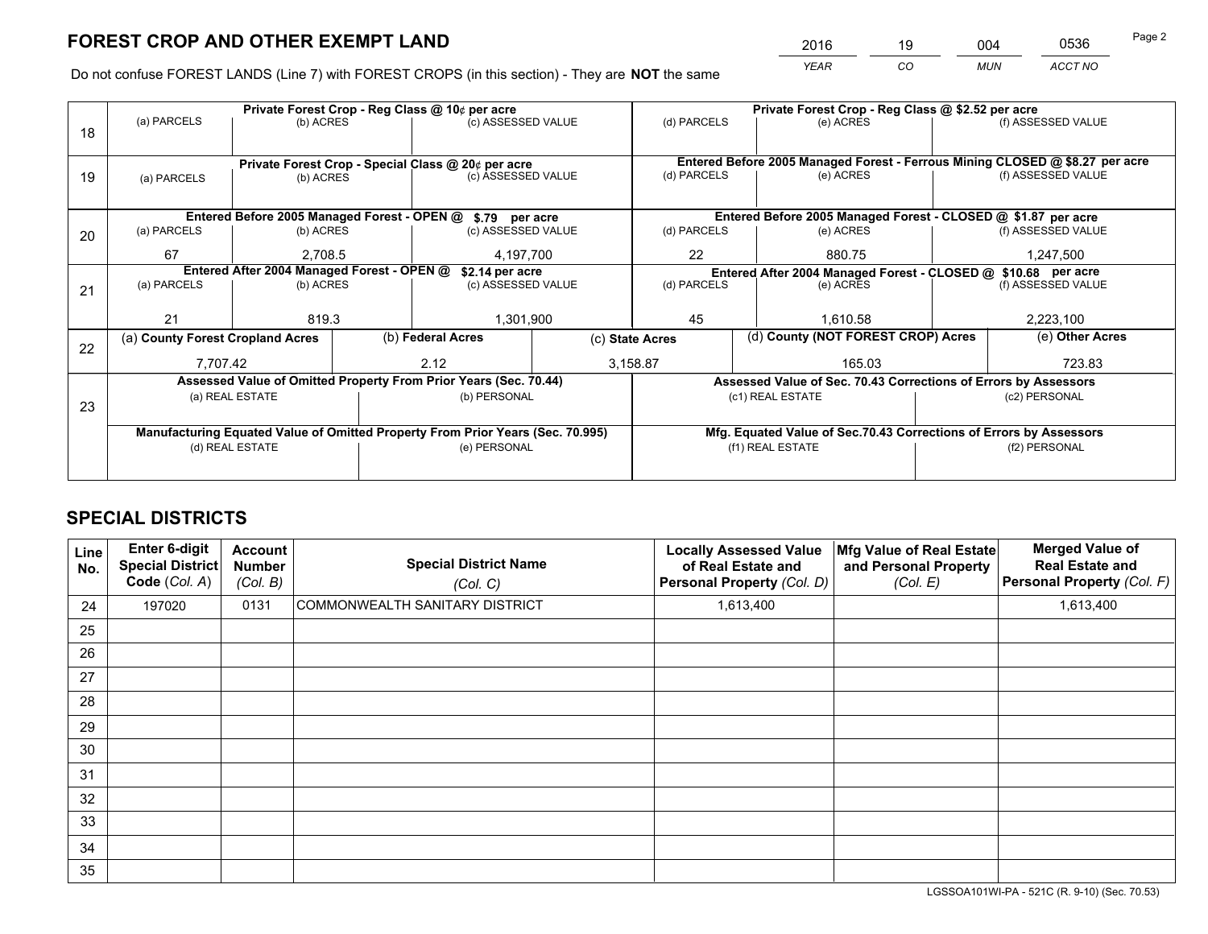# FOREST CROP AND OTHER EXEMPT LAND

| 2016 | 19 | 004 | 0536 |
|---|---|---|---|
| *YEAR* | *CO* | *MUN* | *ACCT NO* |

Do not confuse FOREST LANDS (Line 7) with FOREST CROPS (in this section) - They are **NOT** the same

| Line | Private Forest Crop - Reg Class @ 10¢ per acre | | | Private Forest Crop - Reg Class @ $2.52 per acre | | |
|---|---|---|---|---|---|---|
| 18 | (a) PARCELS | (b) ACRES | (c) ASSESSED VALUE | (d) PARCELS | (e) ACRES | (f) ASSESSED VALUE |
| | | | | | | |
| | **Private Forest Crop - Special Class @ 20¢ per acre** | | | **Entered Before 2005 Managed Forest - Ferrous Mining CLOSED @ $8.27 per acre** | | |
| 19 | (a) PARCELS | (b) ACRES | (c) ASSESSED VALUE | (d) PARCELS | (e) ACRES | (f) ASSESSED VALUE |
| | | | | | | |
| | **Entered Before 2005 Managed Forest - OPEN @ $.79 per acre** | | | **Entered Before 2005 Managed Forest - CLOSED @ $1.87 per acre** | | |
| 20 | (a) PARCELS | (b) ACRES | (c) ASSESSED VALUE | (d) PARCELS | (e) ACRES | (f) ASSESSED VALUE |
| | 67 | 2,708.5 | 4,197,700 | 22 | 880.75 | 1,247,500 |
| | **Entered After 2004 Managed Forest - OPEN @ $2.14 per acre** | | | **Entered After 2004 Managed Forest - CLOSED @ $10.68 per acre** | | |
| 21 | (a) PARCELS | (b) ACRES | (c) ASSESSED VALUE | (d) PARCELS | (e) ACRES | (f) ASSESSED VALUE |
| | 21 | 819.3 | 1,301,900 | 45 | 1,610.58 | 2,223,100 |

| Line | (a) County Forest Cropland Acres | (b) Federal Acres | (c) State Acres | (d) County (NOT FOREST CROP) Acres | (e) Other Acres |
|---|---|---|---|---|---|
| 22 | 7,707.42 | 2.12 | 3,158.87 | 165.03 | 723.83 |

| Line | Assessed Value of Omitted Property From Prior Years (Sec. 70.44) | | Assessed Value of Sec. 70.43 Corrections of Errors by Assessors | |
|---|---|---|---|---|
| 23 | (a) REAL ESTATE | (b) PERSONAL | (c1) REAL ESTATE | (c2) PERSONAL |
| | | | | |
| | **Manufacturing Equated Value of Omitted Property From Prior Years (Sec. 70.995)** | | **Mfg. Equated Value of Sec.70.43 Corrections of Errors by Assessors** | |
| | (d) REAL ESTATE | (e) PERSONAL | (f1) REAL ESTATE | (f2) PERSONAL |
| | | | | |

# SPECIAL DISTRICTS

| Line No. | Enter 6-digit Special District Code (Col. A) | Account Number (Col. B) | Special District Name (Col. C) | Locally Assessed Value of Real Estate and Personal Property (Col. D) | Mfg Value of Real Estate and Personal Property (Col. E) | Merged Value of Real Estate and Personal Property (Col. F) |
|---|---|---|---|---|---|---|
| 24 | 197020 | 0131 | COMMONWEALTH SANITARY DISTRICT | 1,613,400 | | 1,613,400 |
| 25 | | | | | | |
| 26 | | | | | | |
| 27 | | | | | | |
| 28 | | | | | | |
| 29 | | | | | | |
| 30 | | | | | | |
| 31 | | | | | | |
| 32 | | | | | | |
| 33 | | | | | | |
| 34 | | | | | | |
| 35 | | | | | | |

LGSSOA101WI-PA - 521C (R. 9-10) (Sec. 70.53)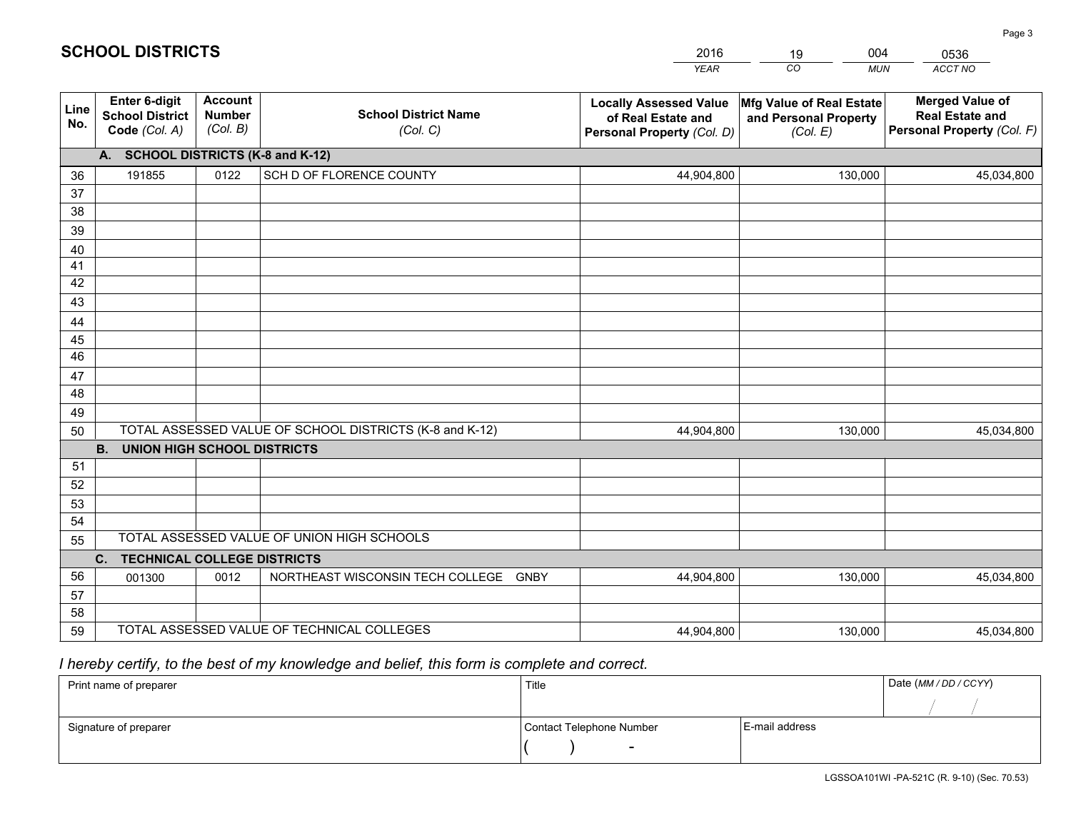# SCHOOL DISTRICTS

| 2016 | 19 | 004 | 0536 |
|---|---|---|---|
| *YEAR* | *CO* | *MUN* | *ACCT NO* |

| Line No. | Enter 6-digit School District Code *(Col. A)* | Account Number *(Col. B)* | School District Name *(Col. C)* | Locally Assessed Value of Real Estate and Personal Property *(Col. D)* | Mfg Value of Real Estate and Personal Property *(Col. E)* | Merged Value of Real Estate and Personal Property *(Col. F)* |
|---|---|---|---|---|---|---|
| **A. SCHOOL DISTRICTS (K-8 and K-12)** | | | | | | |
| 36 | 191855 | 0122 | SCH D OF FLORENCE COUNTY | 44,904,800 | 130,000 | 45,034,800 |
| 37 | | | | | | |
| 38 | | | | | | |
| 39 | | | | | | |
| 40 | | | | | | |
| 41 | | | | | | |
| 42 | | | | | | |
| 43 | | | | | | |
| 44 | | | | | | |
| 45 | | | | | | |
| 46 | | | | | | |
| 47 | | | | | | |
| 48 | | | | | | |
| 49 | | | | | | |
| 50 | TOTAL ASSESSED VALUE OF SCHOOL DISTRICTS (K-8 and K-12) | | | 44,904,800 | 130,000 | 45,034,800 |
| **B. UNION HIGH SCHOOL DISTRICTS** | | | | | | |
| 51 | | | | | | |
| 52 | | | | | | |
| 53 | | | | | | |
| 54 | | | | | | |
| 55 | TOTAL ASSESSED VALUE OF UNION HIGH SCHOOLS | | | | | |
| **C. TECHNICAL COLLEGE DISTRICTS** | | | | | | |
| 56 | 001300 | 0012 | NORTHEAST WISCONSIN TECH COLLEGE GNBY | 44,904,800 | 130,000 | 45,034,800 |
| 57 | | | | | | |
| 58 | | | | | | |
| 59 | TOTAL ASSESSED VALUE OF TECHNICAL COLLEGES | | | 44,904,800 | 130,000 | 45,034,800 |

*I hereby certify, to the best of my knowledge and belief, this form is complete and correct.*

| Print name of preparer | Title | | Date *(MM / DD / CCYY)* |
|---|---|---|---|
| | | | / / |
| Signature of preparer | Contact Telephone Number | E-mail address | |
| | ( ) - | | |

LGSSOA101WI -PA-521C (R. 9-10) (Sec. 70.53)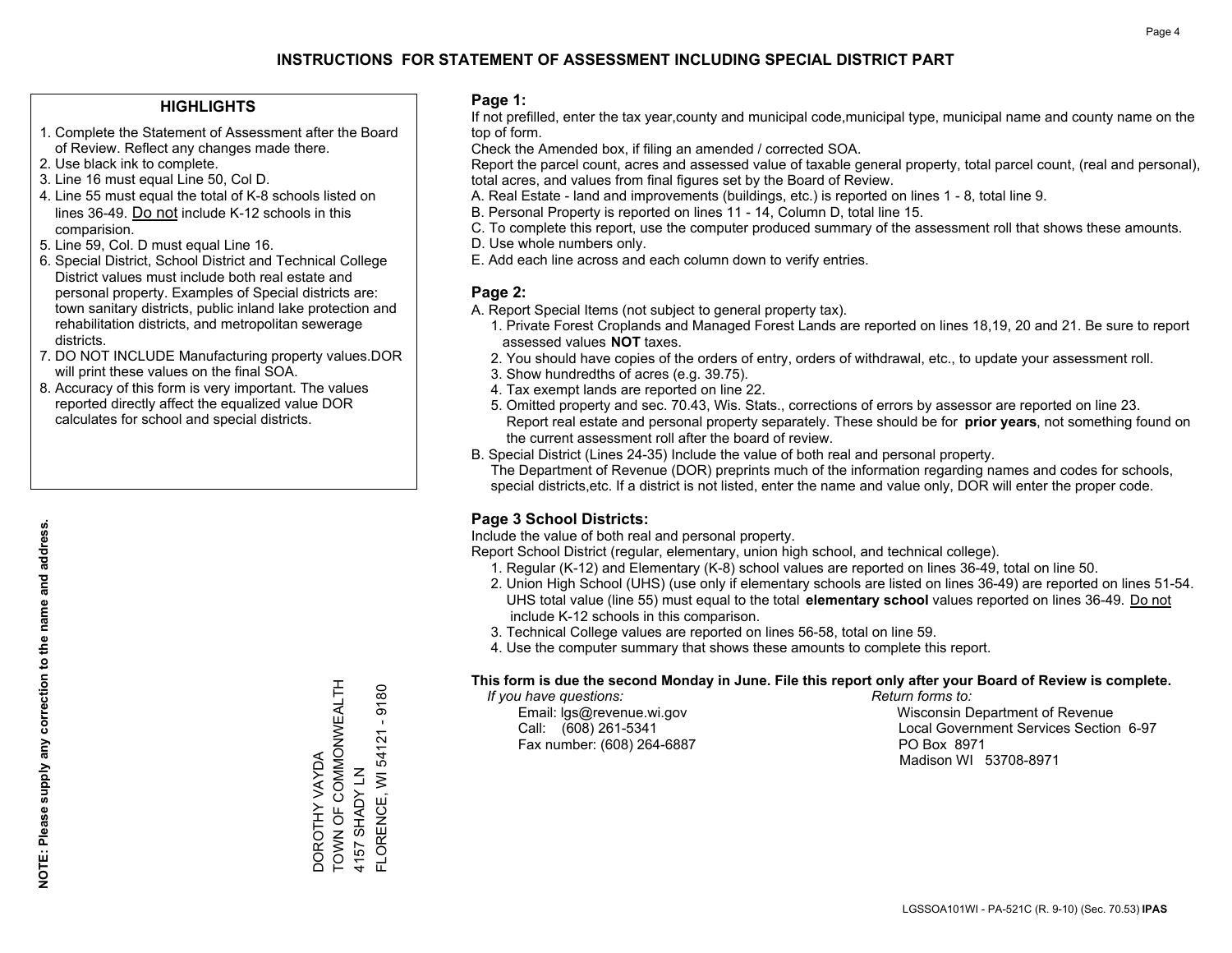# INSTRUCTIONS FOR STATEMENT OF ASSESSMENT INCLUDING SPECIAL DISTRICT PART

## HIGHLIGHTS

1. Complete the Statement of Assessment after the Board of Review. Reflect any changes made there.
2. Use black ink to complete.
3. Line 16 must equal Line 50, Col D.
4. Line 55 must equal the total of K-8 schools listed on lines 36-49. Do not include K-12 schools in this comparision.
5. Line 59, Col. D must equal Line 16.
6. Special District, School District and Technical College District values must include both real estate and personal property. Examples of Special districts are: town sanitary districts, public inland lake protection and rehabilitation districts, and metropolitan sewerage districts.
7. DO NOT INCLUDE Manufacturing property values.DOR will print these values on the final SOA.
8. Accuracy of this form is very important. The values reported directly affect the equalized value DOR calculates for school and special districts.

**NOTE: Please supply any correction to the name and address.**

DOROTHY VAYDA
TOWN OF COMMONWEALTH
4157 SHADY LN
FLORENCE, WI 54121 - 9180

## Page 1:

If not prefilled, enter the tax year,county and municipal code,municipal type, municipal name and county name on the top of form.

Check the Amended box, if filing an amended / corrected SOA.

Report the parcel count, acres and assessed value of taxable general property, total parcel count, (real and personal), total acres, and values from final figures set by the Board of Review.

A. Real Estate - land and improvements (buildings, etc.) is reported on lines 1 - 8, total line 9.
B. Personal Property is reported on lines 11 - 14, Column D, total line 15.
C. To complete this report, use the computer produced summary of the assessment roll that shows these amounts.
D. Use whole numbers only.
E. Add each line across and each column down to verify entries.

## Page 2:

A. Report Special Items (not subject to general property tax).
   1. Private Forest Croplands and Managed Forest Lands are reported on lines 18,19, 20 and 21. Be sure to report assessed values **NOT** taxes.
   2. You should have copies of the orders of entry, orders of withdrawal, etc., to update your assessment roll.
   3. Show hundredths of acres (e.g. 39.75).
   4. Tax exempt lands are reported on line 22.
   5. Omitted property and sec. 70.43, Wis. Stats., corrections of errors by assessor are reported on line 23. Report real estate and personal property separately. These should be for **prior years**, not something found on the current assessment roll after the board of review.
B. Special District (Lines 24-35) Include the value of both real and personal property.
   The Department of Revenue (DOR) preprints much of the information regarding names and codes for schools, special districts,etc. If a district is not listed, enter the name and value only, DOR will enter the proper code.

## Page 3 School Districts:

Include the value of both real and personal property.

Report School District (regular, elementary, union high school, and technical college).

1. Regular (K-12) and Elementary (K-8) school values are reported on lines 36-49, total on line 50.
2. Union High School (UHS) (use only if elementary schools are listed on lines 36-49) are reported on lines 51-54. UHS total value (line 55) must equal to the total **elementary school** values reported on lines 36-49. Do not include K-12 schools in this comparison.
3. Technical College values are reported on lines 56-58, total on line 59.
4. Use the computer summary that shows these amounts to complete this report.

**This form is due the second Monday in June. File this report only after your Board of Review is complete.**

*If you have questions:*
Email: lgs@revenue.wi.gov
Call: (608) 261-5341
Fax number: (608) 264-6887

*Return forms to:*
Wisconsin Department of Revenue
Local Government Services Section 6-97
PO Box 8971
Madison WI 53708-8971

LGSSOA101WI - PA-521C (R. 9-10) (Sec. 70.53) **IPAS**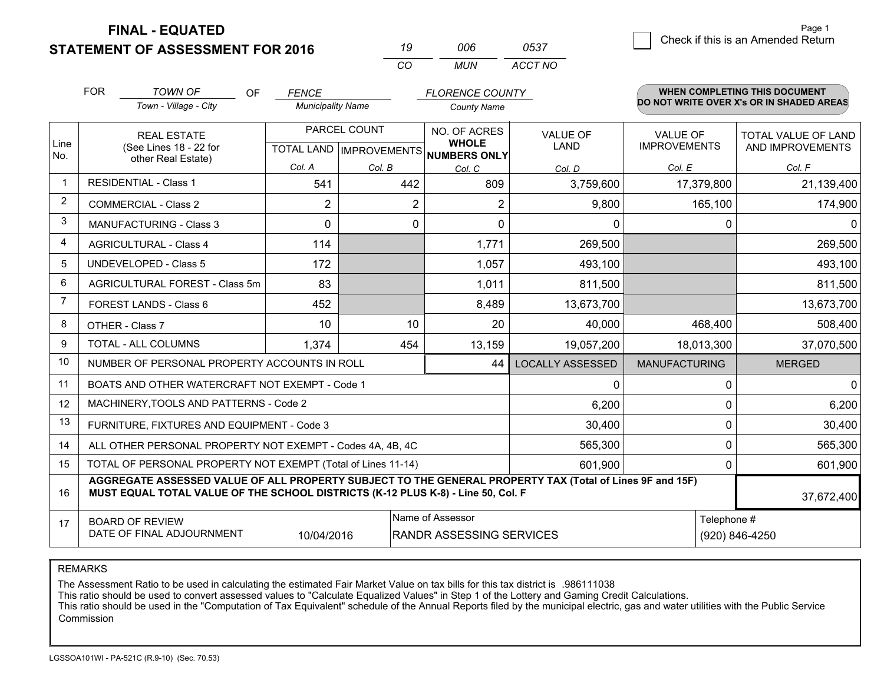# FINAL - EQUATED
## STATEMENT OF ASSESSMENT FOR 2016

| 19 | 006 | 0537 |
|---|---|---|
| CO | MUN | ACCT NO |

Page 1

☐ Check if this is an Amended Return

FOR *TOWN OF* (Town - Village - City) OF *FENCE* (Municipality Name) *FLORENCE COUNTY* (County Name)

**WHEN COMPLETING THIS DOCUMENT DO NOT WRITE OVER X's OR IN SHADED AREAS**

| Line No. | REAL ESTATE (See Lines 18 - 22 for other Real Estate) | PARCEL COUNT TOTAL LAND Col. A | PARCEL COUNT IMPROVEMENTS Col. B | NO. OF ACRES WHOLE NUMBERS ONLY Col. C | VALUE OF LAND Col. D | VALUE OF IMPROVEMENTS Col. E | TOTAL VALUE OF LAND AND IMPROVEMENTS Col. F |
|---|---|---|---|---|---|---|---|
| 1 | RESIDENTIAL - Class 1 | 541 | 442 | 809 | 3,759,600 | 17,379,800 | 21,139,400 |
| 2 | COMMERCIAL - Class 2 | 2 | 2 | 2 | 9,800 | 165,100 | 174,900 |
| 3 | MANUFACTURING - Class 3 | 0 | 0 | 0 | 0 | 0 | 0 |
| 4 | AGRICULTURAL - Class 4 | 114 | | 1,771 | 269,500 | | 269,500 |
| 5 | UNDEVELOPED - Class 5 | 172 | | 1,057 | 493,100 | | 493,100 |
| 6 | AGRICULTURAL FOREST - Class 5m | 83 | | 1,011 | 811,500 | | 811,500 |
| 7 | FOREST LANDS - Class 6 | 452 | | 8,489 | 13,673,700 | | 13,673,700 |
| 8 | OTHER - Class 7 | 10 | 10 | 20 | 40,000 | 468,400 | 508,400 |
| 9 | TOTAL - ALL COLUMNS | 1,374 | 454 | 13,159 | 19,057,200 | 18,013,300 | 37,070,500 |
| 10 | NUMBER OF PERSONAL PROPERTY ACCOUNTS IN ROLL | | | 44 | LOCALLY ASSESSED | MANUFACTURING | MERGED |
| 11 | BOATS AND OTHER WATERCRAFT NOT EXEMPT - Code 1 | | | | 0 | 0 | 0 |
| 12 | MACHINERY,TOOLS AND PATTERNS - Code 2 | | | | 6,200 | 0 | 6,200 |
| 13 | FURNITURE, FIXTURES AND EQUIPMENT - Code 3 | | | | 30,400 | 0 | 30,400 |
| 14 | ALL OTHER PERSONAL PROPERTY NOT EXEMPT - Codes 4A, 4B, 4C | | | | 565,300 | 0 | 565,300 |
| 15 | TOTAL OF PERSONAL PROPERTY NOT EXEMPT (Total of Lines 11-14) | | | | 601,900 | 0 | 601,900 |
| 16 | **AGGREGATE ASSESSED VALUE OF ALL PROPERTY SUBJECT TO THE GENERAL PROPERTY TAX (Total of Lines 9F and 15F) MUST EQUAL TOTAL VALUE OF THE SCHOOL DISTRICTS (K-12 PLUS K-8) - Line 50, Col. F** | | | | | | 37,672,400 |
| 17 | BOARD OF REVIEW DATE OF FINAL ADJOURNMENT | 10/04/2016 | Name of Assessor | RANDR ASSESSING SERVICES | | Telephone # | (920) 846-4250 |

REMARKS

The Assessment Ratio to be used in calculating the estimated Fair Market Value on tax bills for this tax district is .986111038
This ratio should be used to convert assessed values to "Calculate Equalized Values" in Step 1 of the Lottery and Gaming Credit Calculations.
This ratio should be used in the "Computation of Tax Equivalent" schedule of the Annual Reports filed by the municipal electric, gas and water utilities with the Public Service Commission

LGSSOA101WI - PA-521C (R.9-10) (Sec. 70.53)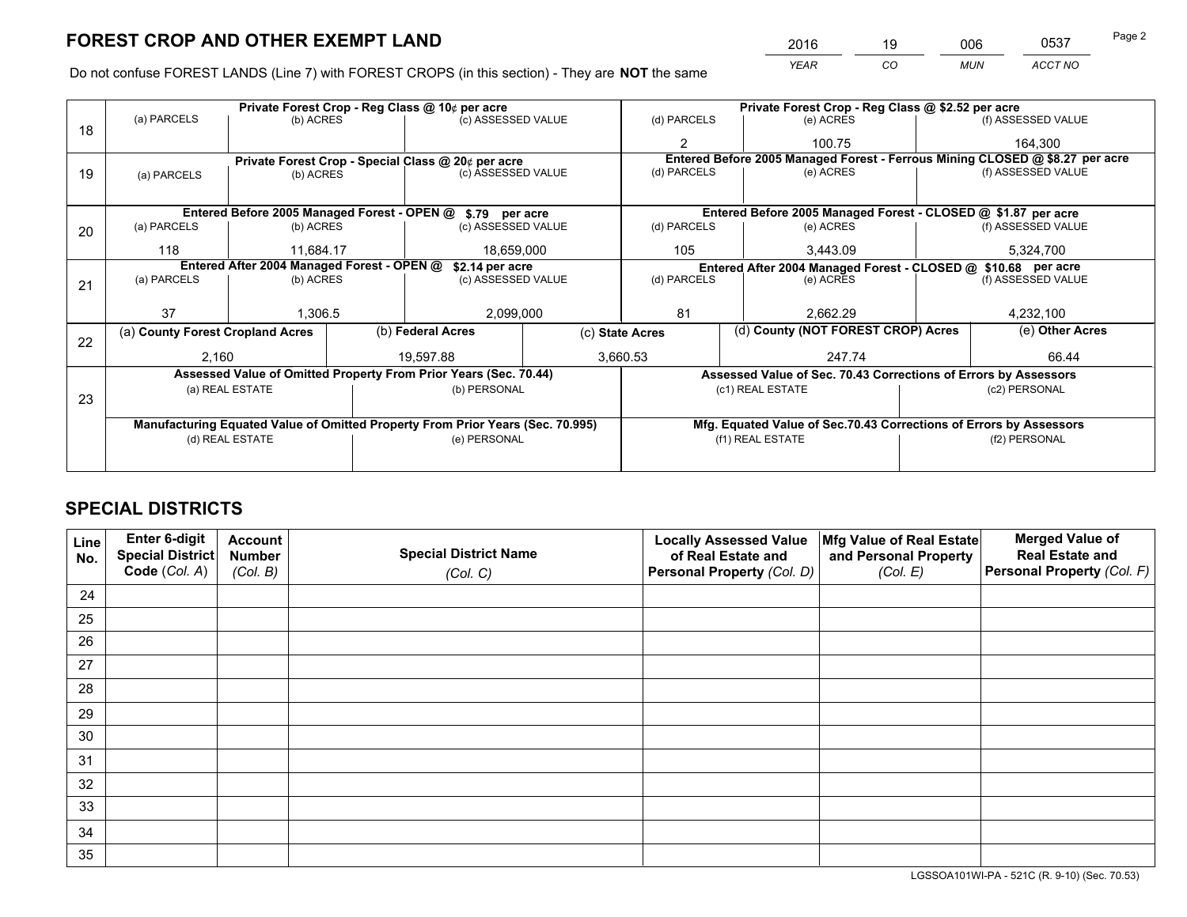# FOREST CROP AND OTHER EXEMPT LAND

| 2016 | 19 | 006 | 0537 |
|---|---|---|---|
| *YEAR* | *CO* | *MUN* | *ACCT NO* |

Do not confuse FOREST LANDS (Line 7) with FOREST CROPS (in this section) - They are **NOT** the same

| Line | Private Forest Crop - Reg Class @ 10¢ per acre | | | Private Forest Crop - Reg Class @ $2.52 per acre | | |
|---|---|---|---|---|---|---|
| 18 | (a) PARCELS | (b) ACRES | (c) ASSESSED VALUE | (d) PARCELS | (e) ACRES | (f) ASSESSED VALUE |
| | | | | 2 | 100.75 | 164,300 |
| | **Private Forest Crop - Special Class @ 20¢ per acre** | | | **Entered Before 2005 Managed Forest - Ferrous Mining CLOSED @ $8.27 per acre** | | |
| 19 | (a) PARCELS | (b) ACRES | (c) ASSESSED VALUE | (d) PARCELS | (e) ACRES | (f) ASSESSED VALUE |
| | | | | | | |
| | **Entered Before 2005 Managed Forest - OPEN @ $.79 per acre** | | | **Entered Before 2005 Managed Forest - CLOSED @ $1.87 per acre** | | |
| 20 | (a) PARCELS | (b) ACRES | (c) ASSESSED VALUE | (d) PARCELS | (e) ACRES | (f) ASSESSED VALUE |
| | 118 | 11,684.17 | 18,659,000 | 105 | 3,443.09 | 5,324,700 |
| | **Entered After 2004 Managed Forest - OPEN @ $2.14 per acre** | | | **Entered After 2004 Managed Forest - CLOSED @ $10.68 per acre** | | |
| 21 | (a) PARCELS | (b) ACRES | (c) ASSESSED VALUE | (d) PARCELS | (e) ACRES | (f) ASSESSED VALUE |
| | 37 | 1,306.5 | 2,099,000 | 81 | 2,662.29 | 4,232,100 |

| Line | (a) County Forest Cropland Acres | (b) Federal Acres | (c) State Acres | (d) County (NOT FOREST CROP) Acres | (e) Other Acres |
|---|---|---|---|---|---|
| 22 | 2,160 | 19,597.88 | 3,660.53 | 247.74 | 66.44 |

| Line | Assessed Value of Omitted Property From Prior Years (Sec. 70.44) | | Assessed Value of Sec. 70.43 Corrections of Errors by Assessors | |
|---|---|---|---|---|
| 23 | (a) REAL ESTATE | (b) PERSONAL | (c1) REAL ESTATE | (c2) PERSONAL |
| | | | | |
| | **Manufacturing Equated Value of Omitted Property From Prior Years (Sec. 70.995)** | | **Mfg. Equated Value of Sec.70.43 Corrections of Errors by Assessors** | |
| | (d) REAL ESTATE | (e) PERSONAL | (f1) REAL ESTATE | (f2) PERSONAL |
| | | | | |

# SPECIAL DISTRICTS

| Line No. | Enter 6-digit Special District Code (*Col. A*) | Account Number (*Col. B*) | Special District Name (*Col. C*) | Locally Assessed Value of Real Estate and Personal Property (*Col. D*) | Mfg Value of Real Estate and Personal Property (*Col. E*) | Merged Value of Real Estate and Personal Property (*Col. F*) |
|---|---|---|---|---|---|---|
| 24 | | | | | | |
| 25 | | | | | | |
| 26 | | | | | | |
| 27 | | | | | | |
| 28 | | | | | | |
| 29 | | | | | | |
| 30 | | | | | | |
| 31 | | | | | | |
| 32 | | | | | | |
| 33 | | | | | | |
| 34 | | | | | | |
| 35 | | | | | | |

LGSSOA101WI-PA - 521C (R. 9-10) (Sec. 70.53)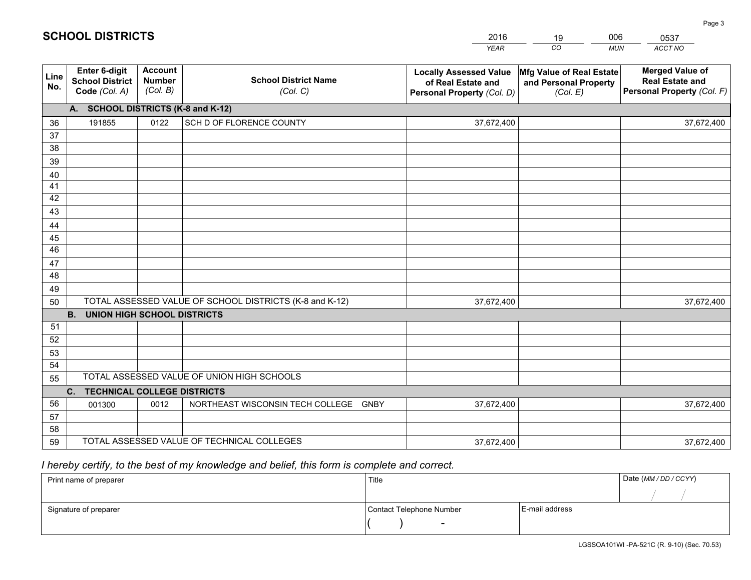# SCHOOL DISTRICTS

| 2016 | 19 | 006 | 0537 |
|---|---|---|---|
| *YEAR* | *CO* | *MUN* | *ACCT NO* |

| Line No. | Enter 6-digit School District Code *(Col. A)* | Account Number *(Col. B)* | School District Name *(Col. C)* | Locally Assessed Value of Real Estate and Personal Property *(Col. D)* | Mfg Value of Real Estate and Personal Property *(Col. E)* | Merged Value of Real Estate and Personal Property *(Col. F)* |
|---|---|---|---|---|---|---|
| | **A. SCHOOL DISTRICTS (K-8 and K-12)** | | | | | |
| 36 | 191855 | 0122 | SCH D OF FLORENCE COUNTY | 37,672,400 | | 37,672,400 |
| 37 | | | | | | |
| 38 | | | | | | |
| 39 | | | | | | |
| 40 | | | | | | |
| 41 | | | | | | |
| 42 | | | | | | |
| 43 | | | | | | |
| 44 | | | | | | |
| 45 | | | | | | |
| 46 | | | | | | |
| 47 | | | | | | |
| 48 | | | | | | |
| 49 | | | | | | |
| 50 | TOTAL ASSESSED VALUE OF SCHOOL DISTRICTS (K-8 and K-12) | | | 37,672,400 | | 37,672,400 |
| | **B. UNION HIGH SCHOOL DISTRICTS** | | | | | |
| 51 | | | | | | |
| 52 | | | | | | |
| 53 | | | | | | |
| 54 | | | | | | |
| 55 | TOTAL ASSESSED VALUE OF UNION HIGH SCHOOLS | | | | | |
| | **C. TECHNICAL COLLEGE DISTRICTS** | | | | | |
| 56 | 001300 | 0012 | NORTHEAST WISCONSIN TECH COLLEGE GNBY | 37,672,400 | | 37,672,400 |
| 57 | | | | | | |
| 58 | | | | | | |
| 59 | TOTAL ASSESSED VALUE OF TECHNICAL COLLEGES | | | 37,672,400 | | 37,672,400 |

*I hereby certify, to the best of my knowledge and belief, this form is complete and correct.*

| Print name of preparer | Title | | Date *(MM / DD / CCYY)* |
|---|---|---|---|
| | | | / / |
| Signature of preparer | Contact Telephone Number | E-mail address | |
| | ( ) - | | |

LGSSOA101WI -PA-521C (R. 9-10) (Sec. 70.53)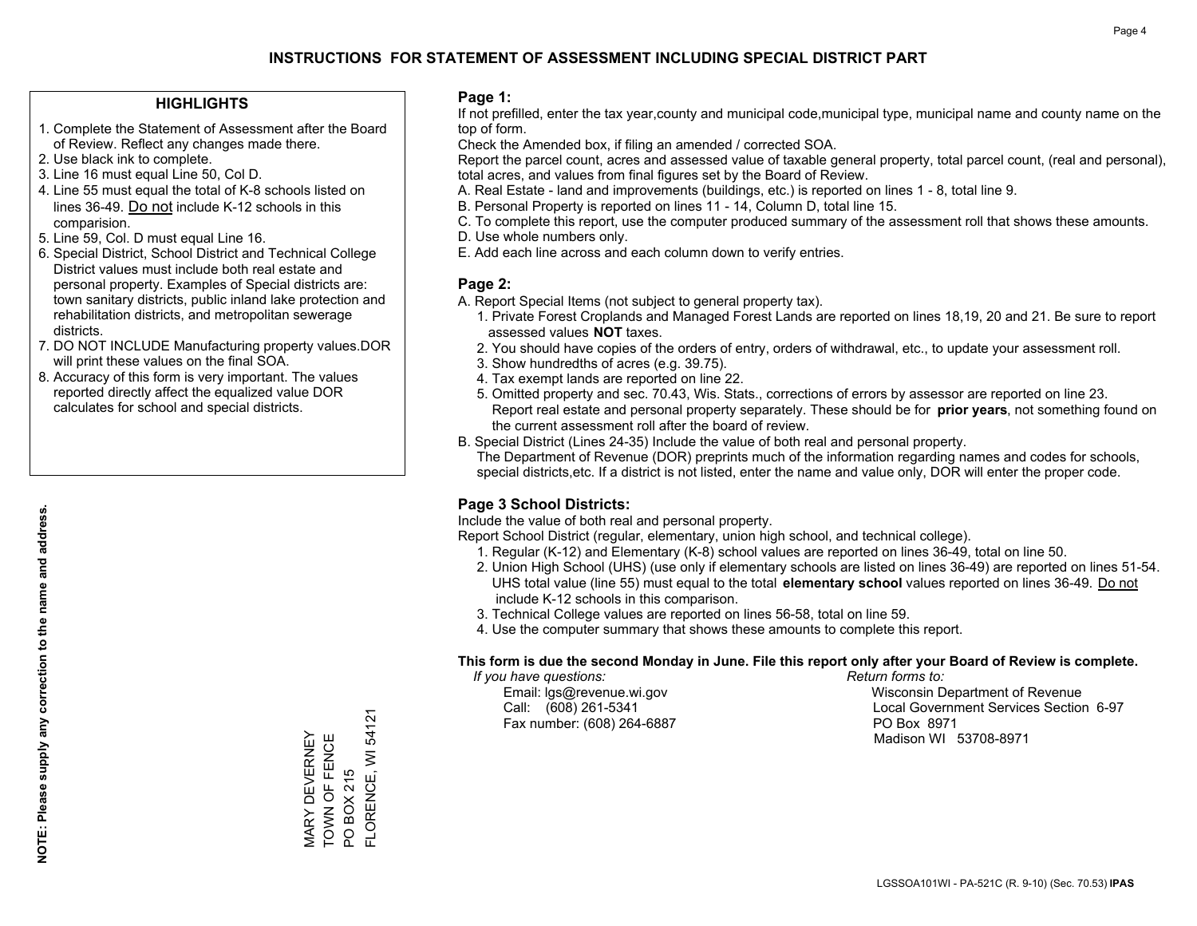# INSTRUCTIONS FOR STATEMENT OF ASSESSMENT INCLUDING SPECIAL DISTRICT PART

## HIGHLIGHTS

1. Complete the Statement of Assessment after the Board of Review. Reflect any changes made there.
2. Use black ink to complete.
3. Line 16 must equal Line 50, Col D.
4. Line 55 must equal the total of K-8 schools listed on lines 36-49. Do not include K-12 schools in this comparision.
5. Line 59, Col. D must equal Line 16.
6. Special District, School District and Technical College District values must include both real estate and personal property. Examples of Special districts are: town sanitary districts, public inland lake protection and rehabilitation districts, and metropolitan sewerage districts.
7. DO NOT INCLUDE Manufacturing property values.DOR will print these values on the final SOA.
8. Accuracy of this form is very important. The values reported directly affect the equalized value DOR calculates for school and special districts.

**NOTE: Please supply any correction to the name and address.**

MARY DEVERNEY
TOWN OF FENCE
PO BOX 215
FLORENCE, WI 54121

## Page 1:

If not prefilled, enter the tax year,county and municipal code,municipal type, municipal name and county name on the top of form.

Check the Amended box, if filing an amended / corrected SOA.

Report the parcel count, acres and assessed value of taxable general property, total parcel count, (real and personal), total acres, and values from final figures set by the Board of Review.

A. Real Estate - land and improvements (buildings, etc.) is reported on lines 1 - 8, total line 9.
B. Personal Property is reported on lines 11 - 14, Column D, total line 15.
C. To complete this report, use the computer produced summary of the assessment roll that shows these amounts.
D. Use whole numbers only.
E. Add each line across and each column down to verify entries.

## Page 2:

A. Report Special Items (not subject to general property tax).
   1. Private Forest Croplands and Managed Forest Lands are reported on lines 18,19, 20 and 21. Be sure to report assessed values **NOT** taxes.
   2. You should have copies of the orders of entry, orders of withdrawal, etc., to update your assessment roll.
   3. Show hundredths of acres (e.g. 39.75).
   4. Tax exempt lands are reported on line 22.
   5. Omitted property and sec. 70.43, Wis. Stats., corrections of errors by assessor are reported on line 23. Report real estate and personal property separately. These should be for **prior years**, not something found on the current assessment roll after the board of review.
B. Special District (Lines 24-35) Include the value of both real and personal property.
   The Department of Revenue (DOR) preprints much of the information regarding names and codes for schools, special districts,etc. If a district is not listed, enter the name and value only, DOR will enter the proper code.

## Page 3 School Districts:

Include the value of both real and personal property.

Report School District (regular, elementary, union high school, and technical college).

1. Regular (K-12) and Elementary (K-8) school values are reported on lines 36-49, total on line 50.
2. Union High School (UHS) (use only if elementary schools are listed on lines 36-49) are reported on lines 51-54. UHS total value (line 55) must equal to the total **elementary school** values reported on lines 36-49. Do not include K-12 schools in this comparison.
3. Technical College values are reported on lines 56-58, total on line 59.
4. Use the computer summary that shows these amounts to complete this report.

**This form is due the second Monday in June. File this report only after your Board of Review is complete.**

*If you have questions:*
Email: lgs@revenue.wi.gov
Call: (608) 261-5341
Fax number: (608) 264-6887

*Return forms to:*
Wisconsin Department of Revenue
Local Government Services Section 6-97
PO Box 8971
Madison WI 53708-8971

LGSSOA101WI - PA-521C (R. 9-10) (Sec. 70.53) **IPAS**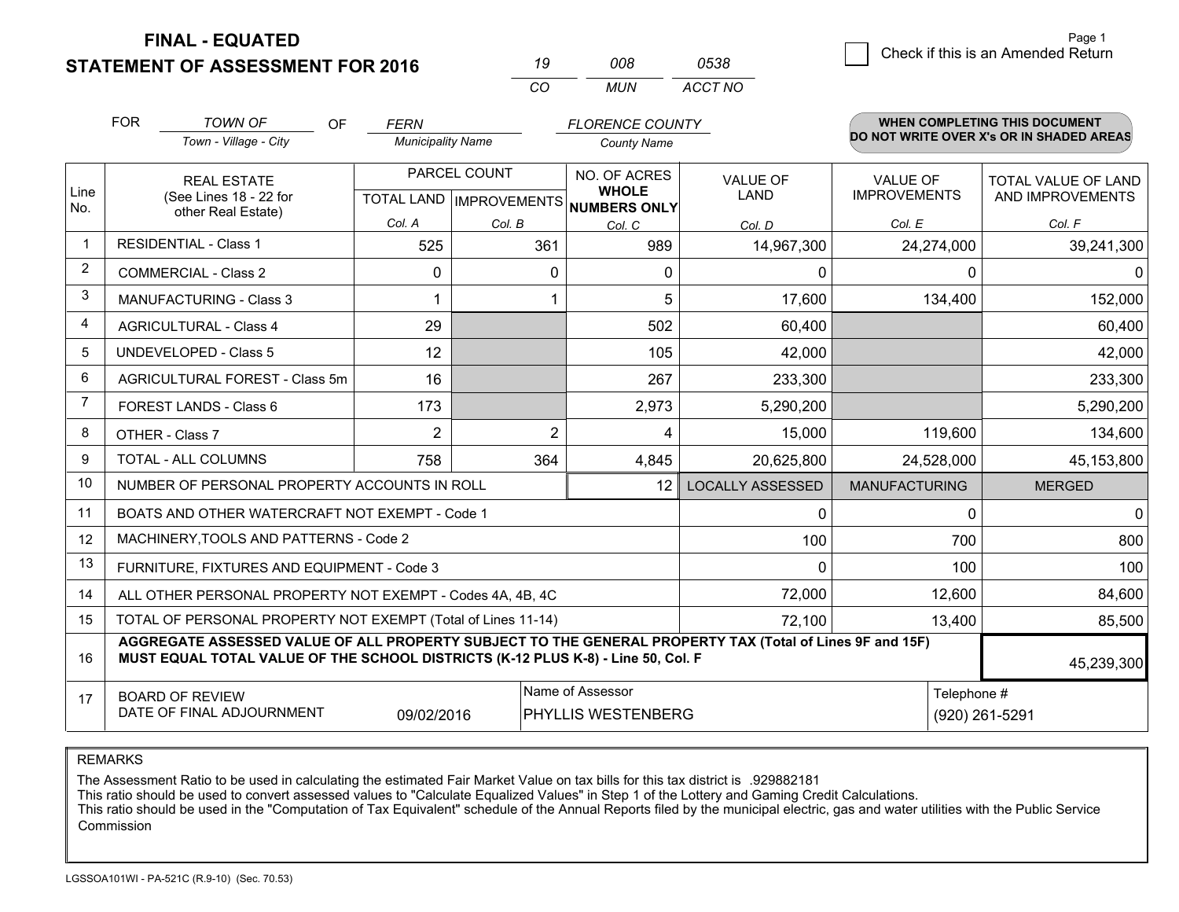# FINAL - EQUATED
## STATEMENT OF ASSESSMENT FOR 2016

| 19 | 008 | 0538 |
|---|---|---|
| CO | MUN | ACCT NO |

Page 1

☐ Check if this is an Amended Return

FOR *TOWN OF* (Town - Village - City) OF *FERN* (Municipality Name) *FLORENCE COUNTY* (County Name)

**WHEN COMPLETING THIS DOCUMENT DO NOT WRITE OVER X's OR IN SHADED AREAS**

| Line No. | REAL ESTATE (See Lines 18 - 22 for other Real Estate) | PARCEL COUNT | | NO. OF ACRES WHOLE NUMBERS ONLY | VALUE OF LAND | VALUE OF IMPROVEMENTS | TOTAL VALUE OF LAND AND IMPROVEMENTS |
|---|---|---|---|---|---|---|---|
| | | TOTAL LAND | IMPROVEMENTS | | | | |
| | | Col. A | Col. B | Col. C | Col. D | Col. E | Col. F |
| 1 | RESIDENTIAL - Class 1 | 525 | 361 | 989 | 14,967,300 | 24,274,000 | 39,241,300 |
| 2 | COMMERCIAL - Class 2 | 0 | 0 | 0 | 0 | 0 | 0 |
| 3 | MANUFACTURING - Class 3 | 1 | 1 | 5 | 17,600 | 134,400 | 152,000 |
| 4 | AGRICULTURAL - Class 4 | 29 | | 502 | 60,400 | | 60,400 |
| 5 | UNDEVELOPED - Class 5 | 12 | | 105 | 42,000 | | 42,000 |
| 6 | AGRICULTURAL FOREST - Class 5m | 16 | | 267 | 233,300 | | 233,300 |
| 7 | FOREST LANDS - Class 6 | 173 | | 2,973 | 5,290,200 | | 5,290,200 |
| 8 | OTHER - Class 7 | 2 | 2 | 4 | 15,000 | 119,600 | 134,600 |
| 9 | TOTAL - ALL COLUMNS | 758 | 364 | 4,845 | 20,625,800 | 24,528,000 | 45,153,800 |
| 10 | NUMBER OF PERSONAL PROPERTY ACCOUNTS IN ROLL | | | 12 | LOCALLY ASSESSED | MANUFACTURING | MERGED |
| 11 | BOATS AND OTHER WATERCRAFT NOT EXEMPT - Code 1 | | | | 0 | 0 | 0 |
| 12 | MACHINERY,TOOLS AND PATTERNS - Code 2 | | | | 100 | 700 | 800 |
| 13 | FURNITURE, FIXTURES AND EQUIPMENT - Code 3 | | | | 0 | 100 | 100 |
| 14 | ALL OTHER PERSONAL PROPERTY NOT EXEMPT - Codes 4A, 4B, 4C | | | | 72,000 | 12,600 | 84,600 |
| 15 | TOTAL OF PERSONAL PROPERTY NOT EXEMPT (Total of Lines 11-14) | | | | 72,100 | 13,400 | 85,500 |
| 16 | **AGGREGATE ASSESSED VALUE OF ALL PROPERTY SUBJECT TO THE GENERAL PROPERTY TAX (Total of Lines 9F and 15F) MUST EQUAL TOTAL VALUE OF THE SCHOOL DISTRICTS (K-12 PLUS K-8) - Line 50, Col. F** | | | | | | 45,239,300 |
| 17 | BOARD OF REVIEW DATE OF FINAL ADJOURNMENT | 09/02/2016 | | Name of Assessor: PHYLLIS WESTENBERG | | | Telephone #: (920) 261-5291 |

REMARKS

The Assessment Ratio to be used in calculating the estimated Fair Market Value on tax bills for this tax district is .929882181
This ratio should be used to convert assessed values to "Calculate Equalized Values" in Step 1 of the Lottery and Gaming Credit Calculations.
This ratio should be used in the "Computation of Tax Equivalent" schedule of the Annual Reports filed by the municipal electric, gas and water utilities with the Public Service Commission

LGSSOA101WI - PA-521C (R.9-10) (Sec. 70.53)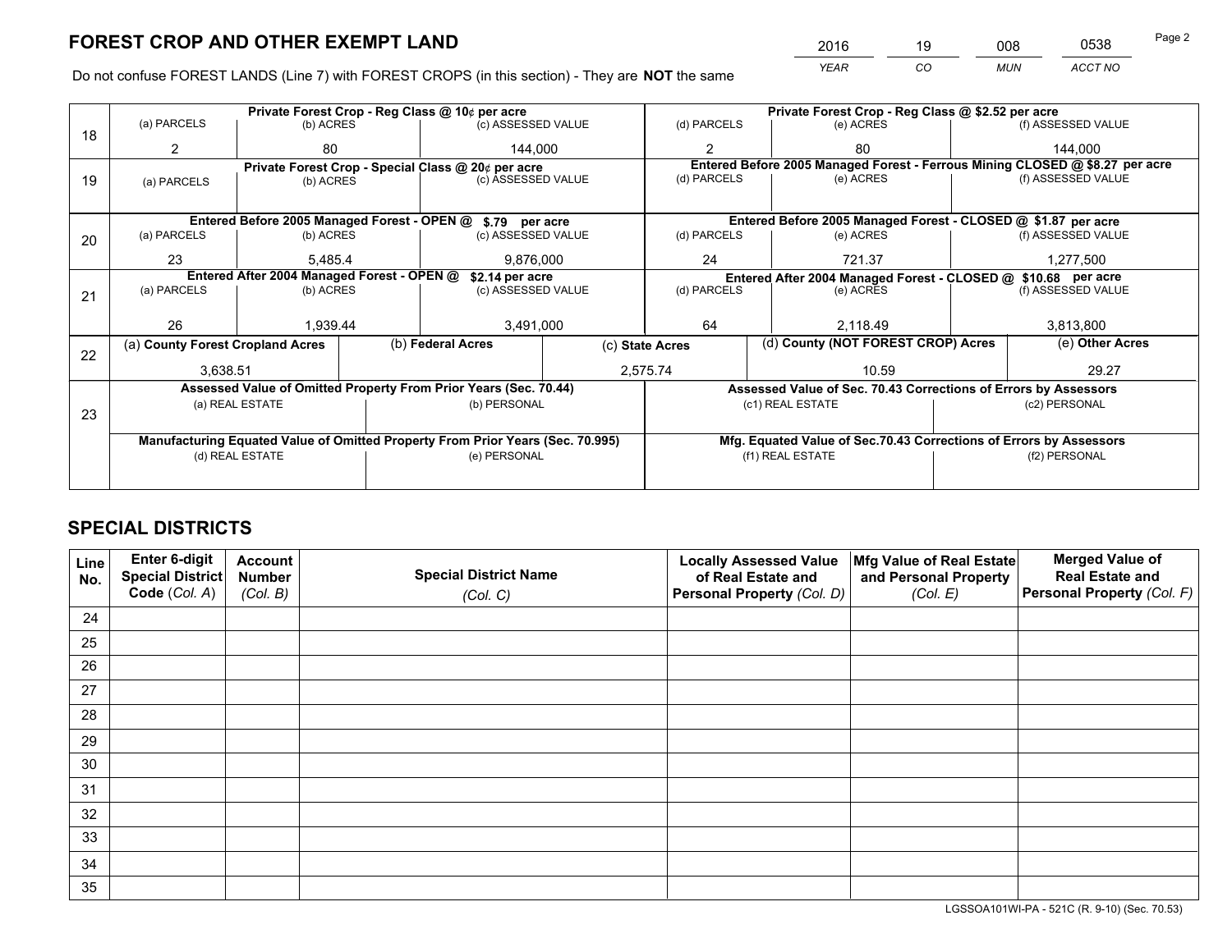# FOREST CROP AND OTHER EXEMPT LAND

| 2016 | 19 | 008 | 0538 |
|---|---|---|---|
| *YEAR* | *CO* | *MUN* | *ACCT NO* |

Do not confuse FOREST LANDS (Line 7) with FOREST CROPS (in this section) - They are **NOT** the same

| Line | Private Forest Crop - Reg Class @ 10¢ per acre | | | Private Forest Crop - Reg Class @ $2.52 per acre | | |
|---|---|---|---|---|---|---|
| | (a) PARCELS | (b) ACRES | (c) ASSESSED VALUE | (d) PARCELS | (e) ACRES | (f) ASSESSED VALUE |
| 18 | 2 | 80 | 144,000 | 2 | 80 | 144,000 |
| | **Private Forest Crop - Special Class @ 20¢ per acre** | | | **Entered Before 2005 Managed Forest - Ferrous Mining CLOSED @ $8.27 per acre** | | |
| | (a) PARCELS | (b) ACRES | (c) ASSESSED VALUE | (d) PARCELS | (e) ACRES | (f) ASSESSED VALUE |
| 19 | | | | | | |
| | **Entered Before 2005 Managed Forest - OPEN @ $.79 per acre** | | | **Entered Before 2005 Managed Forest - CLOSED @ $1.87 per acre** | | |
| | (a) PARCELS | (b) ACRES | (c) ASSESSED VALUE | (d) PARCELS | (e) ACRES | (f) ASSESSED VALUE |
| 20 | 23 | 5,485.4 | 9,876,000 | 24 | 721.37 | 1,277,500 |
| | **Entered After 2004 Managed Forest - OPEN @ $2.14 per acre** | | | **Entered After 2004 Managed Forest - CLOSED @ $10.68 per acre** | | |
| | (a) PARCELS | (b) ACRES | (c) ASSESSED VALUE | (d) PARCELS | (e) ACRES | (f) ASSESSED VALUE |
| 21 | 26 | 1,939.44 | 3,491,000 | 64 | 2,118.49 | 3,813,800 |

| Line | (a) County Forest Cropland Acres | (b) Federal Acres | (c) State Acres | (d) County (NOT FOREST CROP) Acres | (e) Other Acres |
|---|---|---|---|---|---|
| 22 | 3,638.51 | | 2,575.74 | 10.59 | 29.27 |

| Line | Assessed Value of Omitted Property From Prior Years (Sec. 70.44) | | Assessed Value of Sec. 70.43 Corrections of Errors by Assessors | |
|---|---|---|---|---|
| | (a) REAL ESTATE | (b) PERSONAL | (c1) REAL ESTATE | (c2) PERSONAL |
| 23 | | | | |
| | **Manufacturing Equated Value of Omitted Property From Prior Years (Sec. 70.995)** | | **Mfg. Equated Value of Sec.70.43 Corrections of Errors by Assessors** | |
| | (d) REAL ESTATE | (e) PERSONAL | (f1) REAL ESTATE | (f2) PERSONAL |
| | | | | |

# SPECIAL DISTRICTS

| Line No. | Enter 6-digit Special District Code (*Col. A*) | Account Number (*Col. B*) | Special District Name (*Col. C*) | Locally Assessed Value of Real Estate and Personal Property (*Col. D*) | Mfg Value of Real Estate and Personal Property (*Col. E*) | Merged Value of Real Estate and Personal Property (*Col. F*) |
|---|---|---|---|---|---|---|
| 24 | | | | | | |
| 25 | | | | | | |
| 26 | | | | | | |
| 27 | | | | | | |
| 28 | | | | | | |
| 29 | | | | | | |
| 30 | | | | | | |
| 31 | | | | | | |
| 32 | | | | | | |
| 33 | | | | | | |
| 34 | | | | | | |
| 35 | | | | | | |

LGSSOA101WI-PA - 521C (R. 9-10) (Sec. 70.53)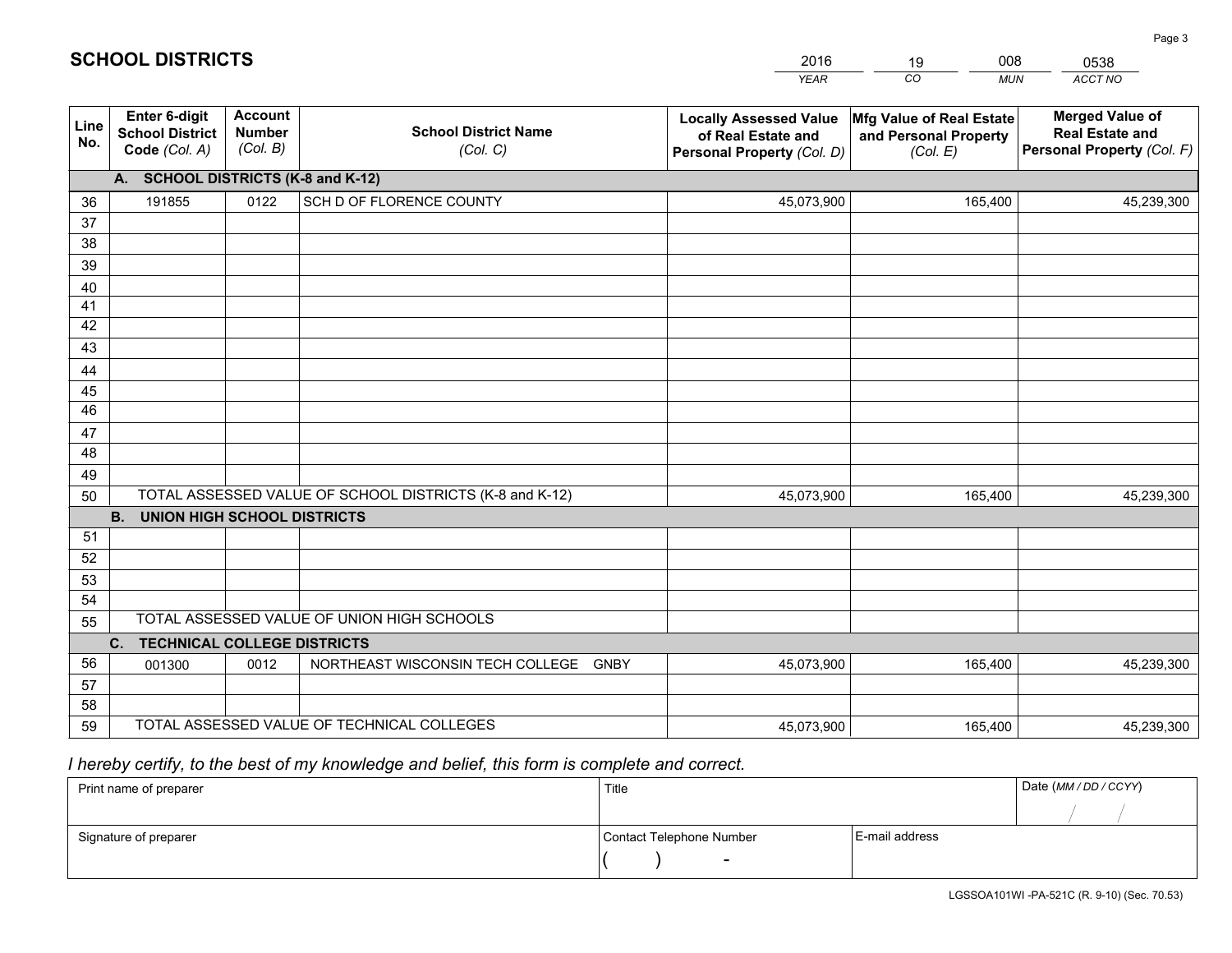## SCHOOL DISTRICTS

| 2016 | 19 | 008 | 0538 |
|---|---|---|---|
| *YEAR* | *CO* | *MUN* | *ACCT NO* |

| Line No. | Enter 6-digit School District Code *(Col. A)* | Account Number *(Col. B)* | School District Name *(Col. C)* | Locally Assessed Value of Real Estate and Personal Property *(Col. D)* | Mfg Value of Real Estate and Personal Property *(Col. E)* | Merged Value of Real Estate and Personal Property *(Col. F)* |
|---|---|---|---|---|---|---|
| | **A. SCHOOL DISTRICTS (K-8 and K-12)** | | | | | |
| 36 | 191855 | 0122 | SCH D OF FLORENCE COUNTY | 45,073,900 | 165,400 | 45,239,300 |
| 37 | | | | | | |
| 38 | | | | | | |
| 39 | | | | | | |
| 40 | | | | | | |
| 41 | | | | | | |
| 42 | | | | | | |
| 43 | | | | | | |
| 44 | | | | | | |
| 45 | | | | | | |
| 46 | | | | | | |
| 47 | | | | | | |
| 48 | | | | | | |
| 49 | | | | | | |
| 50 | TOTAL ASSESSED VALUE OF SCHOOL DISTRICTS (K-8 and K-12) | | | 45,073,900 | 165,400 | 45,239,300 |
| | **B. UNION HIGH SCHOOL DISTRICTS** | | | | | |
| 51 | | | | | | |
| 52 | | | | | | |
| 53 | | | | | | |
| 54 | | | | | | |
| 55 | TOTAL ASSESSED VALUE OF UNION HIGH SCHOOLS | | | | | |
| | **C. TECHNICAL COLLEGE DISTRICTS** | | | | | |
| 56 | 001300 | 0012 | NORTHEAST WISCONSIN TECH COLLEGE GNBY | 45,073,900 | 165,400 | 45,239,300 |
| 57 | | | | | | |
| 58 | | | | | | |
| 59 | TOTAL ASSESSED VALUE OF TECHNICAL COLLEGES | | | 45,073,900 | 165,400 | 45,239,300 |

*I hereby certify, to the best of my knowledge and belief, this form is complete and correct.*

| Print name of preparer | Title | | Date *(MM / DD / CCYY)* |
|---|---|---|---|
| | | | / / |
| Signature of preparer | Contact Telephone Number | E-mail address | |
| | ( ) - | | |

LGSSOA101WI -PA-521C (R. 9-10) (Sec. 70.53)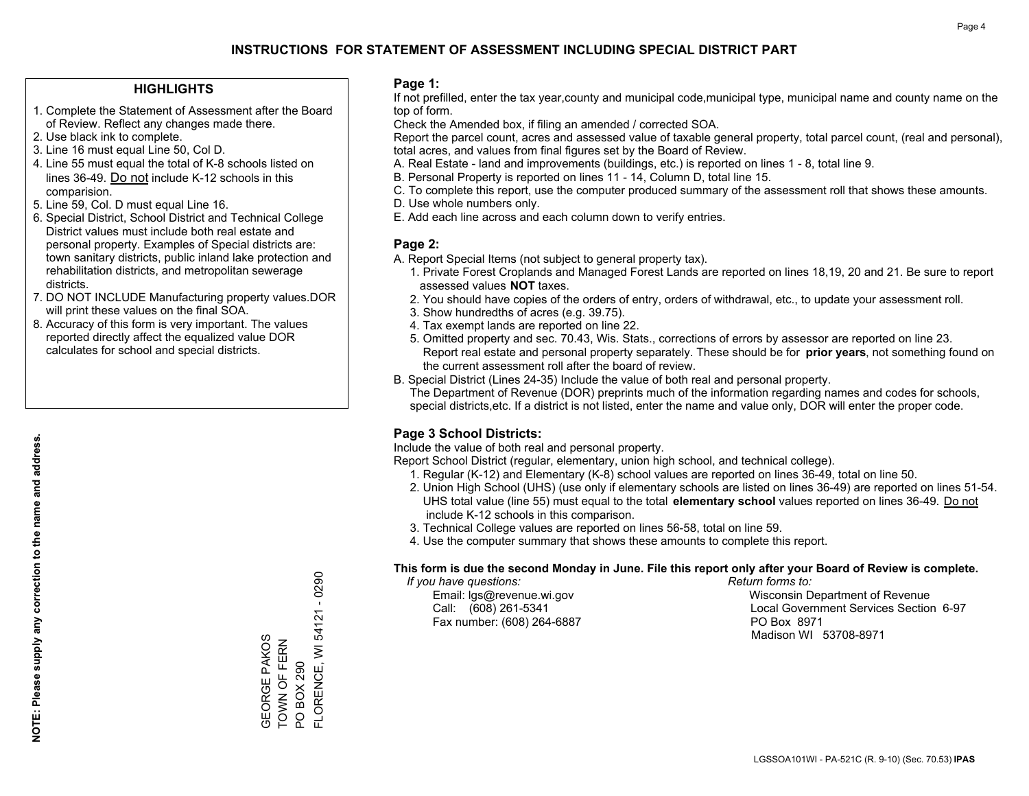# INSTRUCTIONS FOR STATEMENT OF ASSESSMENT INCLUDING SPECIAL DISTRICT PART

## HIGHLIGHTS

1. Complete the Statement of Assessment after the Board of Review. Reflect any changes made there.
2. Use black ink to complete.
3. Line 16 must equal Line 50, Col D.
4. Line 55 must equal the total of K-8 schools listed on lines 36-49. Do not include K-12 schools in this comparision.
5. Line 59, Col. D must equal Line 16.
6. Special District, School District and Technical College District values must include both real estate and personal property. Examples of Special districts are: town sanitary districts, public inland lake protection and rehabilitation districts, and metropolitan sewerage districts.
7. DO NOT INCLUDE Manufacturing property values.DOR will print these values on the final SOA.
8. Accuracy of this form is very important. The values reported directly affect the equalized value DOR calculates for school and special districts.

**NOTE: Please supply any correction to the name and address.**

GEORGE PAKOS
TOWN OF FERN
PO BOX 290
FLORENCE, WI 54121 - 0290

## Page 1:

If not prefilled, enter the tax year,county and municipal code,municipal type, municipal name and county name on the top of form.

Check the Amended box, if filing an amended / corrected SOA.

Report the parcel count, acres and assessed value of taxable general property, total parcel count, (real and personal), total acres, and values from final figures set by the Board of Review.

A. Real Estate - land and improvements (buildings, etc.) is reported on lines 1 - 8, total line 9.
B. Personal Property is reported on lines 11 - 14, Column D, total line 15.
C. To complete this report, use the computer produced summary of the assessment roll that shows these amounts.
D. Use whole numbers only.
E. Add each line across and each column down to verify entries.

## Page 2:

A. Report Special Items (not subject to general property tax).
   1. Private Forest Croplands and Managed Forest Lands are reported on lines 18,19, 20 and 21. Be sure to report assessed values **NOT** taxes.
   2. You should have copies of the orders of entry, orders of withdrawal, etc., to update your assessment roll.
   3. Show hundredths of acres (e.g. 39.75).
   4. Tax exempt lands are reported on line 22.
   5. Omitted property and sec. 70.43, Wis. Stats., corrections of errors by assessor are reported on line 23. Report real estate and personal property separately. These should be for **prior years**, not something found on the current assessment roll after the board of review.
B. Special District (Lines 24-35) Include the value of both real and personal property.
   The Department of Revenue (DOR) preprints much of the information regarding names and codes for schools, special districts,etc. If a district is not listed, enter the name and value only, DOR will enter the proper code.

## Page 3 School Districts:

Include the value of both real and personal property.

Report School District (regular, elementary, union high school, and technical college).

1. Regular (K-12) and Elementary (K-8) school values are reported on lines 36-49, total on line 50.
2. Union High School (UHS) (use only if elementary schools are listed on lines 36-49) are reported on lines 51-54. UHS total value (line 55) must equal to the total **elementary school** values reported on lines 36-49. Do not include K-12 schools in this comparison.
3. Technical College values are reported on lines 56-58, total on line 59.
4. Use the computer summary that shows these amounts to complete this report.

**This form is due the second Monday in June. File this report only after your Board of Review is complete.**

*If you have questions:*
Email: lgs@revenue.wi.gov
Call: (608) 261-5341
Fax number: (608) 264-6887

*Return forms to:*
Wisconsin Department of Revenue
Local Government Services Section 6-97
PO Box 8971
Madison WI 53708-8971

LGSSOA101WI - PA-521C (R. 9-10) (Sec. 70.53) **IPAS**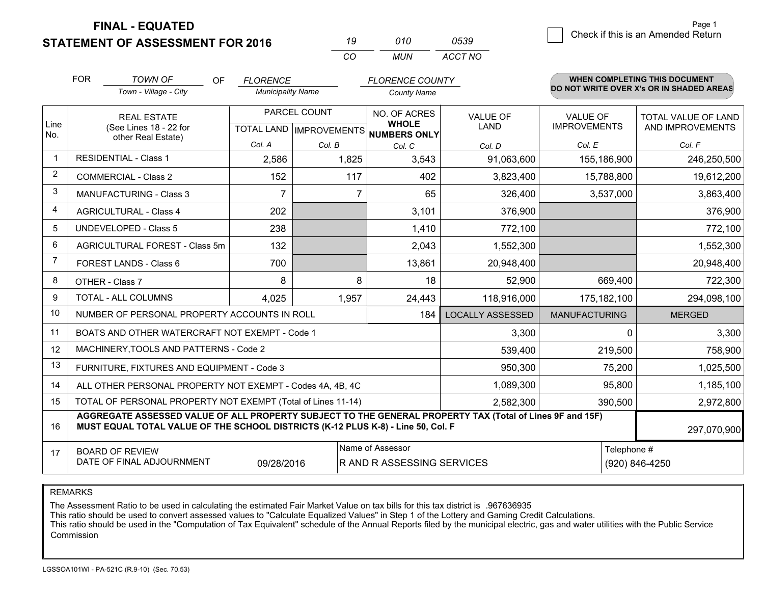# FINAL - EQUATED
## STATEMENT OF ASSESSMENT FOR 2016

| 19 | 010 | 0539 |
|---|---|---|
| CO | MUN | ACCT NO |

☐ Check if this is an Amended Return

FOR *TOWN OF* (Town - Village - City) OF *FLORENCE* (Municipality Name) *FLORENCE COUNTY* (County Name)

**WHEN COMPLETING THIS DOCUMENT DO NOT WRITE OVER X's OR IN SHADED AREAS**

| Line No. | REAL ESTATE (See Lines 18 - 22 for other Real Estate) | PARCEL COUNT | | NO. OF ACRES WHOLE NUMBERS ONLY | VALUE OF LAND | VALUE OF IMPROVEMENTS | TOTAL VALUE OF LAND AND IMPROVEMENTS |
|---|---|---|---|---|---|---|---|
| | | TOTAL LAND | IMPROVEMENTS | | | | |
| | | Col. A | Col. B | Col. C | Col. D | Col. E | Col. F |
| 1 | RESIDENTIAL - Class 1 | 2,586 | 1,825 | 3,543 | 91,063,600 | 155,186,900 | 246,250,500 |
| 2 | COMMERCIAL - Class 2 | 152 | 117 | 402 | 3,823,400 | 15,788,800 | 19,612,200 |
| 3 | MANUFACTURING - Class 3 | 7 | 7 | 65 | 326,400 | 3,537,000 | 3,863,400 |
| 4 | AGRICULTURAL - Class 4 | 202 | | 3,101 | 376,900 | | 376,900 |
| 5 | UNDEVELOPED - Class 5 | 238 | | 1,410 | 772,100 | | 772,100 |
| 6 | AGRICULTURAL FOREST - Class 5m | 132 | | 2,043 | 1,552,300 | | 1,552,300 |
| 7 | FOREST LANDS - Class 6 | 700 | | 13,861 | 20,948,400 | | 20,948,400 |
| 8 | OTHER - Class 7 | 8 | 8 | 18 | 52,900 | 669,400 | 722,300 |
| 9 | TOTAL - ALL COLUMNS | 4,025 | 1,957 | 24,443 | 118,916,000 | 175,182,100 | 294,098,100 |
| 10 | NUMBER OF PERSONAL PROPERTY ACCOUNTS IN ROLL | | | 184 | LOCALLY ASSESSED | MANUFACTURING | MERGED |
| 11 | BOATS AND OTHER WATERCRAFT NOT EXEMPT - Code 1 | | | | 3,300 | 0 | 3,300 |
| 12 | MACHINERY,TOOLS AND PATTERNS - Code 2 | | | | 539,400 | 219,500 | 758,900 |
| 13 | FURNITURE, FIXTURES AND EQUIPMENT - Code 3 | | | | 950,300 | 75,200 | 1,025,500 |
| 14 | ALL OTHER PERSONAL PROPERTY NOT EXEMPT - Codes 4A, 4B, 4C | | | | 1,089,300 | 95,800 | 1,185,100 |
| 15 | TOTAL OF PERSONAL PROPERTY NOT EXEMPT (Total of Lines 11-14) | | | | 2,582,300 | 390,500 | 2,972,800 |
| 16 | **AGGREGATE ASSESSED VALUE OF ALL PROPERTY SUBJECT TO THE GENERAL PROPERTY TAX (Total of Lines 9F and 15F) MUST EQUAL TOTAL VALUE OF THE SCHOOL DISTRICTS (K-12 PLUS K-8) - Line 50, Col. F** | | | | | | 297,070,900 |
| 17 | BOARD OF REVIEW DATE OF FINAL ADJOURNMENT | 09/28/2016 | Name of Assessor: R AND R ASSESSING SERVICES | | | Telephone #: (920) 846-4250 | |

REMARKS

The Assessment Ratio to be used in calculating the estimated Fair Market Value on tax bills for this tax district is .967636935
This ratio should be used to convert assessed values to "Calculate Equalized Values" in Step 1 of the Lottery and Gaming Credit Calculations.
This ratio should be used in the "Computation of Tax Equivalent" schedule of the Annual Reports filed by the municipal electric, gas and water utilities with the Public Service Commission

LGSSOA101WI - PA-521C (R.9-10) (Sec. 70.53)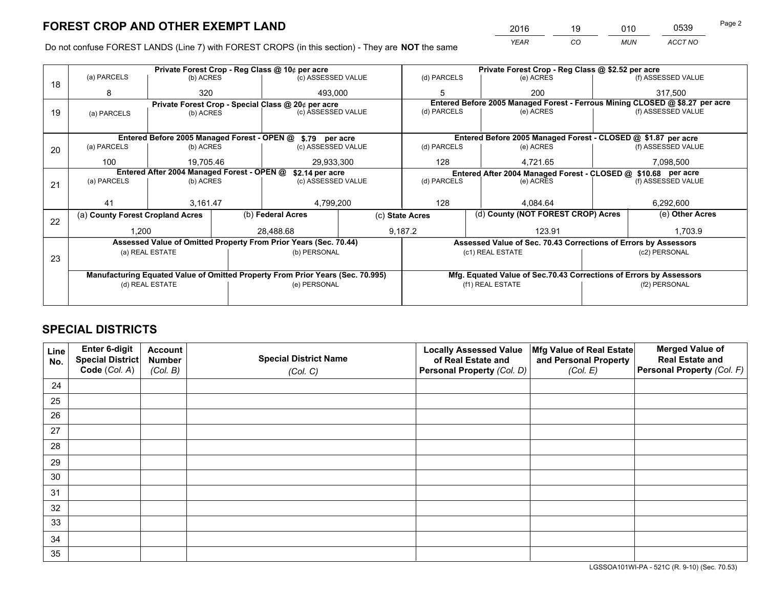# FOREST CROP AND OTHER EXEMPT LAND

| 2016 | 19 | 010 | 0539 |
|---|---|---|---|
| *YEAR* | *CO* | *MUN* | *ACCT NO* |

Do not confuse FOREST LANDS (Line 7) with FOREST CROPS (in this section) - They are **NOT** the same

| Line | | | | | | |
|---|---|---|---|---|---|---|
| 18 | Private Forest Crop - Reg Class @ 10¢ per acre | | | Private Forest Crop - Reg Class @ $2.52 per acre | | |
| | (a) PARCELS | (b) ACRES | (c) ASSESSED VALUE | (d) PARCELS | (e) ACRES | (f) ASSESSED VALUE |
| | 8 | 320 | 493,000 | 5 | 200 | 317,500 |
| 19 | Private Forest Crop - Special Class @ 20¢ per acre | | | Entered Before 2005 Managed Forest - Ferrous Mining CLOSED @ $8.27 per acre | | |
| | (a) PARCELS | (b) ACRES | (c) ASSESSED VALUE | (d) PARCELS | (e) ACRES | (f) ASSESSED VALUE |
| | | | | | | |
| 20 | Entered Before 2005 Managed Forest - OPEN @ $.79 per acre | | | Entered Before 2005 Managed Forest - CLOSED @ $1.87 per acre | | |
| | (a) PARCELS | (b) ACRES | (c) ASSESSED VALUE | (d) PARCELS | (e) ACRES | (f) ASSESSED VALUE |
| | 100 | 19,705.46 | 29,933,300 | 128 | 4,721.65 | 7,098,500 |
| 21 | Entered After 2004 Managed Forest - OPEN @ $2.14 per acre | | | Entered After 2004 Managed Forest - CLOSED @ $10.68 per acre | | |
| | (a) PARCELS | (b) ACRES | (c) ASSESSED VALUE | (d) PARCELS | (e) ACRES | (f) ASSESSED VALUE |
| | 41 | 3,161.47 | 4,799,200 | 128 | 4,084.64 | 6,292,600 |

| Line | (a) County Forest Cropland Acres | (b) Federal Acres | (c) State Acres | (d) County (NOT FOREST CROP) Acres | (e) Other Acres |
|---|---|---|---|---|---|
| 22 | 1,200 | 28,488.68 | 9,187.2 | 123.91 | 1,703.9 |

| Line | Assessed Value of Omitted Property From Prior Years (Sec. 70.44) | | Assessed Value of Sec. 70.43 Corrections of Errors by Assessors | |
|---|---|---|---|---|
| 23 | (a) REAL ESTATE | (b) PERSONAL | (c1) REAL ESTATE | (c2) PERSONAL |
| | | | | |
| | Manufacturing Equated Value of Omitted Property From Prior Years (Sec. 70.995) | | Mfg. Equated Value of Sec.70.43 Corrections of Errors by Assessors | |
| | (d) REAL ESTATE | (e) PERSONAL | (f1) REAL ESTATE | (f2) PERSONAL |
| | | | | |

# SPECIAL DISTRICTS

| Line No. | Enter 6-digit Special District Code (Col. A) | Account Number (Col. B) | Special District Name (Col. C) | Locally Assessed Value of Real Estate and Personal Property (Col. D) | Mfg Value of Real Estate and Personal Property (Col. E) | Merged Value of Real Estate and Personal Property (Col. F) |
|---|---|---|---|---|---|---|
| 24 | | | | | | |
| 25 | | | | | | |
| 26 | | | | | | |
| 27 | | | | | | |
| 28 | | | | | | |
| 29 | | | | | | |
| 30 | | | | | | |
| 31 | | | | | | |
| 32 | | | | | | |
| 33 | | | | | | |
| 34 | | | | | | |
| 35 | | | | | | |

LGSSOA101WI-PA - 521C (R. 9-10) (Sec. 70.53)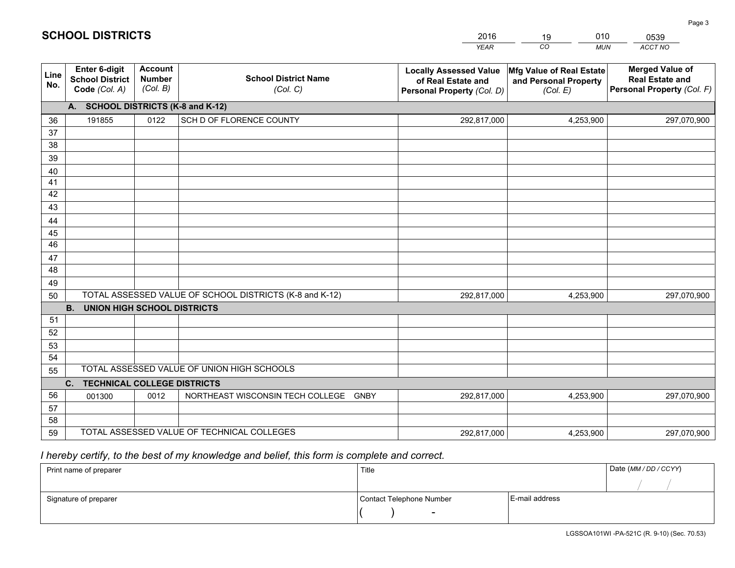## SCHOOL DISTRICTS

| 2016 | 19 | 010 | 0539 |
|---|---|---|---|
| *YEAR* | *CO* | *MUN* | *ACCT NO* |

| Line No. | Enter 6-digit School District Code *(Col. A)* | Account Number *(Col. B)* | School District Name *(Col. C)* | Locally Assessed Value of Real Estate and Personal Property *(Col. D)* | Mfg Value of Real Estate and Personal Property *(Col. E)* | Merged Value of Real Estate and Personal Property *(Col. F)* |
|---|---|---|---|---|---|---|
| | **A. SCHOOL DISTRICTS (K-8 and K-12)** | | | | | |
| 36 | 191855 | 0122 | SCH D OF FLORENCE COUNTY | 292,817,000 | 4,253,900 | 297,070,900 |
| 37 | | | | | | |
| 38 | | | | | | |
| 39 | | | | | | |
| 40 | | | | | | |
| 41 | | | | | | |
| 42 | | | | | | |
| 43 | | | | | | |
| 44 | | | | | | |
| 45 | | | | | | |
| 46 | | | | | | |
| 47 | | | | | | |
| 48 | | | | | | |
| 49 | | | | | | |
| 50 | TOTAL ASSESSED VALUE OF SCHOOL DISTRICTS (K-8 and K-12) | | | 292,817,000 | 4,253,900 | 297,070,900 |
| | **B. UNION HIGH SCHOOL DISTRICTS** | | | | | |
| 51 | | | | | | |
| 52 | | | | | | |
| 53 | | | | | | |
| 54 | | | | | | |
| 55 | TOTAL ASSESSED VALUE OF UNION HIGH SCHOOLS | | | | | |
| | **C. TECHNICAL COLLEGE DISTRICTS** | | | | | |
| 56 | 001300 | 0012 | NORTHEAST WISCONSIN TECH COLLEGE GNBY | 292,817,000 | 4,253,900 | 297,070,900 |
| 57 | | | | | | |
| 58 | | | | | | |
| 59 | TOTAL ASSESSED VALUE OF TECHNICAL COLLEGES | | | 292,817,000 | 4,253,900 | 297,070,900 |

*I hereby certify, to the best of my knowledge and belief, this form is complete and correct.*

| Print name of preparer | Title | | Date *(MM / DD / CCYY)* |
|---|---|---|---|
| | | | / / |
| Signature of preparer | Contact Telephone Number | E-mail address | |
| | ( ) - | | |

LGSSOA101WI -PA-521C (R. 9-10) (Sec. 70.53)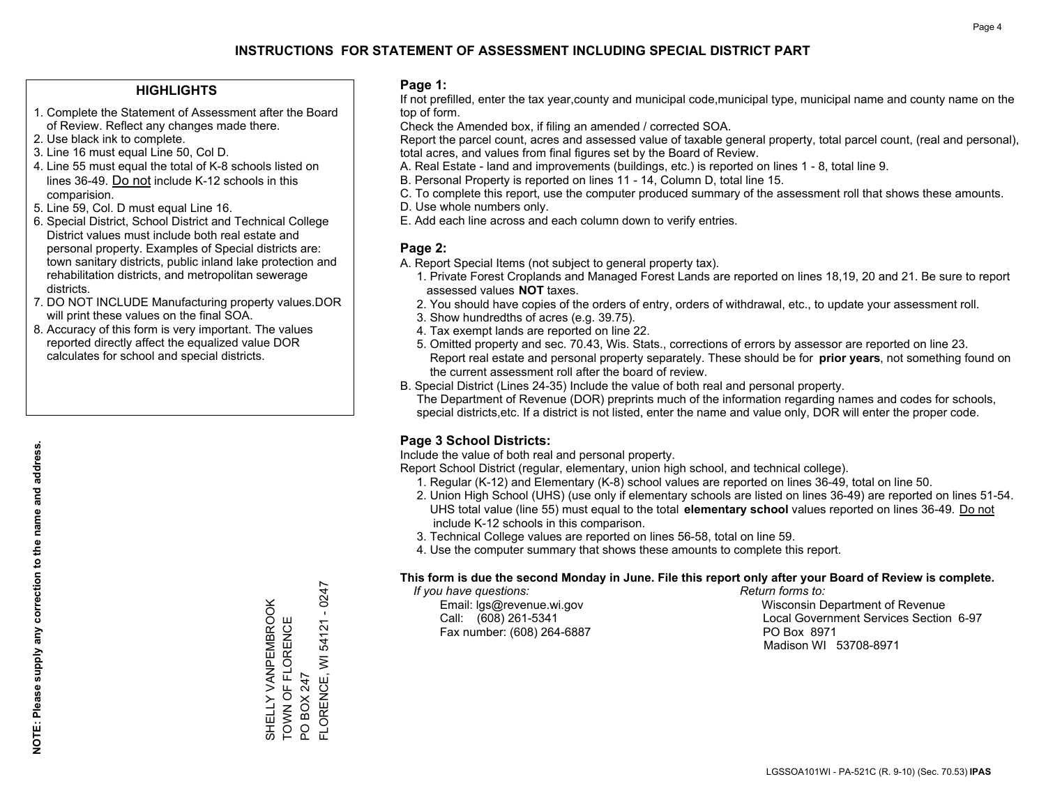# INSTRUCTIONS FOR STATEMENT OF ASSESSMENT INCLUDING SPECIAL DISTRICT PART

## HIGHLIGHTS

1. Complete the Statement of Assessment after the Board of Review. Reflect any changes made there.
2. Use black ink to complete.
3. Line 16 must equal Line 50, Col D.
4. Line 55 must equal the total of K-8 schools listed on lines 36-49. Do not include K-12 schools in this comparision.
5. Line 59, Col. D must equal Line 16.
6. Special District, School District and Technical College District values must include both real estate and personal property. Examples of Special districts are: town sanitary districts, public inland lake protection and rehabilitation districts, and metropolitan sewerage districts.
7. DO NOT INCLUDE Manufacturing property values.DOR will print these values on the final SOA.
8. Accuracy of this form is very important. The values reported directly affect the equalized value DOR calculates for school and special districts.

**NOTE: Please supply any correction to the name and address.**

SHELLY VANPEMBROOK
TOWN OF FLORENCE
PO BOX 247
FLORENCE, WI 54121 - 0247

## Page 1:

If not prefilled, enter the tax year,county and municipal code,municipal type, municipal name and county name on the top of form.

Check the Amended box, if filing an amended / corrected SOA.

Report the parcel count, acres and assessed value of taxable general property, total parcel count, (real and personal), total acres, and values from final figures set by the Board of Review.

A. Real Estate - land and improvements (buildings, etc.) is reported on lines 1 - 8, total line 9.
B. Personal Property is reported on lines 11 - 14, Column D, total line 15.
C. To complete this report, use the computer produced summary of the assessment roll that shows these amounts.
D. Use whole numbers only.
E. Add each line across and each column down to verify entries.

## Page 2:

A. Report Special Items (not subject to general property tax).
   1. Private Forest Croplands and Managed Forest Lands are reported on lines 18,19, 20 and 21. Be sure to report assessed values **NOT** taxes.
   2. You should have copies of the orders of entry, orders of withdrawal, etc., to update your assessment roll.
   3. Show hundredths of acres (e.g. 39.75).
   4. Tax exempt lands are reported on line 22.
   5. Omitted property and sec. 70.43, Wis. Stats., corrections of errors by assessor are reported on line 23. Report real estate and personal property separately. These should be for **prior years**, not something found on the current assessment roll after the board of review.

B. Special District (Lines 24-35) Include the value of both real and personal property.
   The Department of Revenue (DOR) preprints much of the information regarding names and codes for schools, special districts,etc. If a district is not listed, enter the name and value only, DOR will enter the proper code.

## Page 3 School Districts:

Include the value of both real and personal property.

Report School District (regular, elementary, union high school, and technical college).

1. Regular (K-12) and Elementary (K-8) school values are reported on lines 36-49, total on line 50.
2. Union High School (UHS) (use only if elementary schools are listed on lines 36-49) are reported on lines 51-54. UHS total value (line 55) must equal to the total **elementary school** values reported on lines 36-49. Do not include K-12 schools in this comparison.
3. Technical College values are reported on lines 56-58, total on line 59.
4. Use the computer summary that shows these amounts to complete this report.

**This form is due the second Monday in June. File this report only after your Board of Review is complete.**

*If you have questions:*
Email: lgs@revenue.wi.gov
Call: (608) 261-5341
Fax number: (608) 264-6887

*Return forms to:*
Wisconsin Department of Revenue
Local Government Services Section 6-97
PO Box 8971
Madison WI 53708-8971

LGSSOA101WI - PA-521C (R. 9-10) (Sec. 70.53) **IPAS**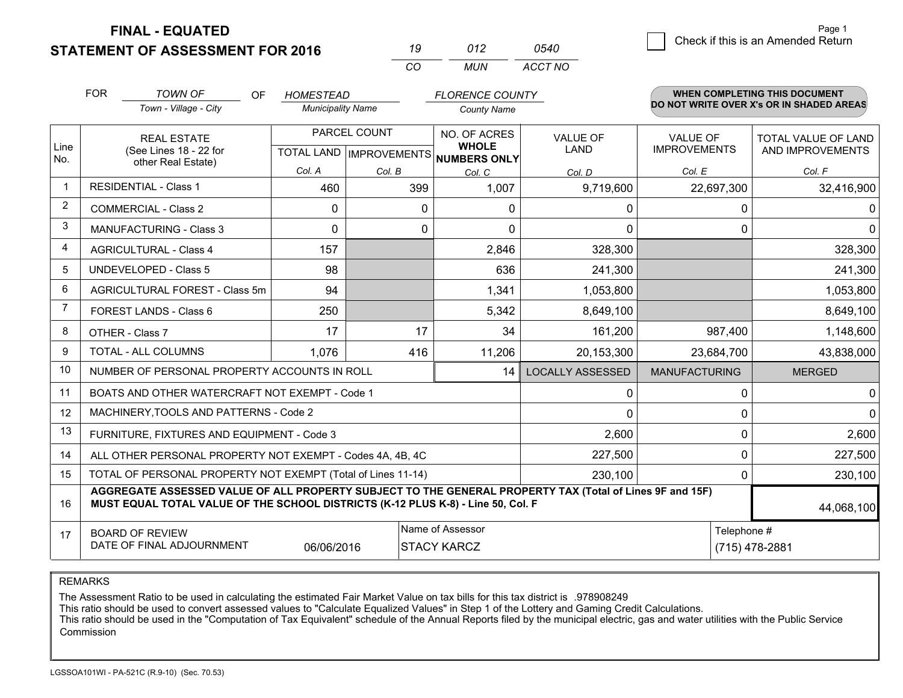**FINAL - EQUATED**
**STATEMENT OF ASSESSMENT FOR 2016**

| 19 | 012 | 0540 |
|---|---|---|
| CO | MUN | ACCT NO |

☐ Check if this is an Amended Return

FOR *TOWN OF* (Town - Village - City) OF *HOMESTEAD* (Municipality Name) *FLORENCE COUNTY* (County Name)

**WHEN COMPLETING THIS DOCUMENT DO NOT WRITE OVER X's OR IN SHADED AREAS**

| Line No. | REAL ESTATE (See Lines 18 - 22 for other Real Estate) | PARCEL COUNT TOTAL LAND Col. A | PARCEL COUNT IMPROVEMENTS Col. B | NO. OF ACRES WHOLE NUMBERS ONLY Col. C | VALUE OF LAND Col. D | VALUE OF IMPROVEMENTS Col. E | TOTAL VALUE OF LAND AND IMPROVEMENTS Col. F |
|---|---|---|---|---|---|---|---|
| 1 | RESIDENTIAL - Class 1 | 460 | 399 | 1,007 | 9,719,600 | 22,697,300 | 32,416,900 |
| 2 | COMMERCIAL - Class 2 | 0 | 0 | 0 | 0 | 0 | 0 |
| 3 | MANUFACTURING - Class 3 | 0 | 0 | 0 | 0 | 0 | 0 |
| 4 | AGRICULTURAL - Class 4 | 157 | | 2,846 | 328,300 | | 328,300 |
| 5 | UNDEVELOPED - Class 5 | 98 | | 636 | 241,300 | | 241,300 |
| 6 | AGRICULTURAL FOREST - Class 5m | 94 | | 1,341 | 1,053,800 | | 1,053,800 |
| 7 | FOREST LANDS - Class 6 | 250 | | 5,342 | 8,649,100 | | 8,649,100 |
| 8 | OTHER - Class 7 | 17 | 17 | 34 | 161,200 | 987,400 | 1,148,600 |
| 9 | TOTAL - ALL COLUMNS | 1,076 | 416 | 11,206 | 20,153,300 | 23,684,700 | 43,838,000 |
| 10 | NUMBER OF PERSONAL PROPERTY ACCOUNTS IN ROLL | | | 14 | LOCALLY ASSESSED | MANUFACTURING | MERGED |
| 11 | BOATS AND OTHER WATERCRAFT NOT EXEMPT - Code 1 | | | | 0 | 0 | 0 |
| 12 | MACHINERY,TOOLS AND PATTERNS - Code 2 | | | | 0 | 0 | 0 |
| 13 | FURNITURE, FIXTURES AND EQUIPMENT - Code 3 | | | | 2,600 | 0 | 2,600 |
| 14 | ALL OTHER PERSONAL PROPERTY NOT EXEMPT - Codes 4A, 4B, 4C | | | | 227,500 | 0 | 227,500 |
| 15 | TOTAL OF PERSONAL PROPERTY NOT EXEMPT (Total of Lines 11-14) | | | | 230,100 | 0 | 230,100 |
| 16 | **AGGREGATE ASSESSED VALUE OF ALL PROPERTY SUBJECT TO THE GENERAL PROPERTY TAX (Total of Lines 9F and 15F) MUST EQUAL TOTAL VALUE OF THE SCHOOL DISTRICTS (K-12 PLUS K-8) - Line 50, Col. F** | | | | | | 44,068,100 |
| 17 | BOARD OF REVIEW DATE OF FINAL ADJOURNMENT | 06/06/2016 | | Name of Assessor: STACY KARCZ | | | Telephone #: (715) 478-2881 |

REMARKS

The Assessment Ratio to be used in calculating the estimated Fair Market Value on tax bills for this tax district is .978908249
This ratio should be used to convert assessed values to "Calculate Equalized Values" in Step 1 of the Lottery and Gaming Credit Calculations.
This ratio should be used in the "Computation of Tax Equivalent" schedule of the Annual Reports filed by the municipal electric, gas and water utilities with the Public Service Commission

LGSSOA101WI - PA-521C (R.9-10) (Sec. 70.53)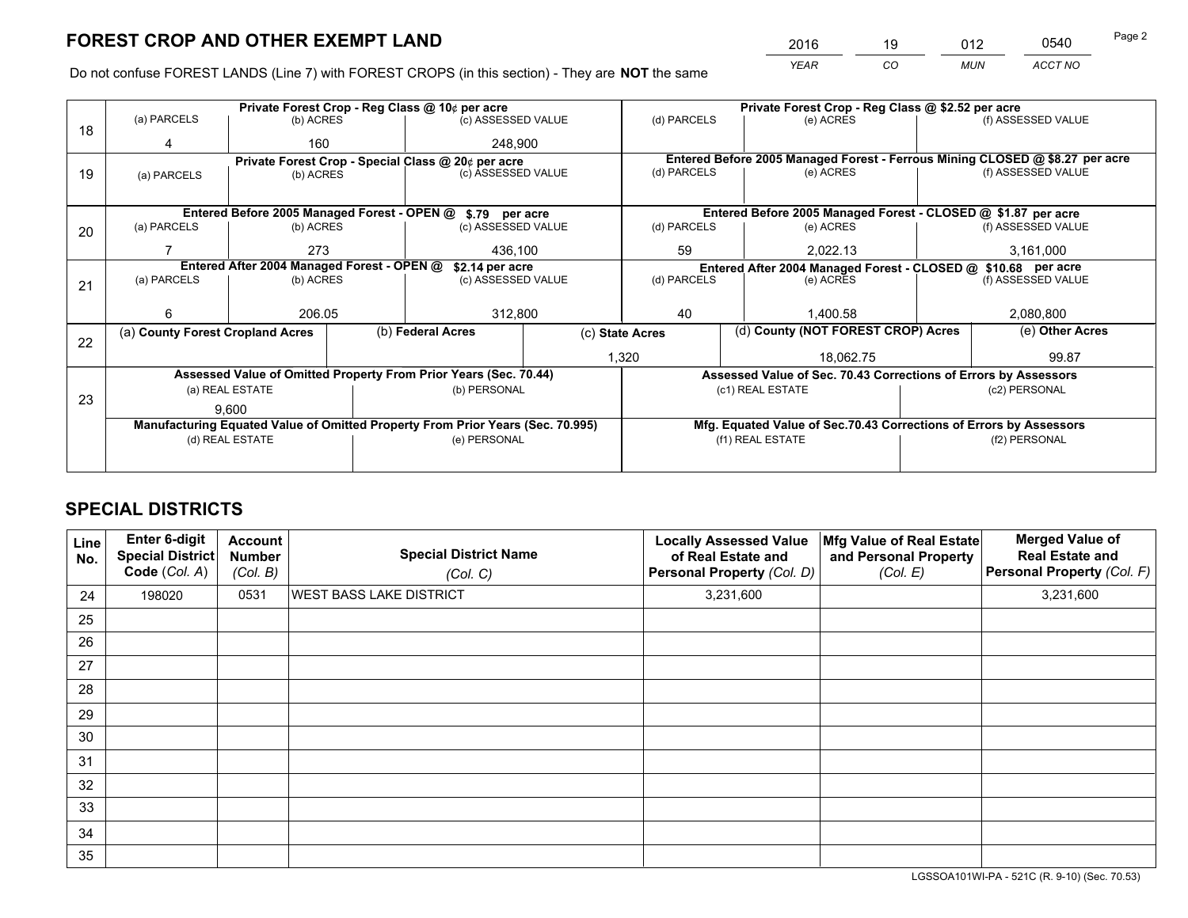# FOREST CROP AND OTHER EXEMPT LAND

| 2016 | 19 | 012 | 0540 |
|---|---|---|---|
| *YEAR* | *CO* | *MUN* | *ACCT NO* |

Do not confuse FOREST LANDS (Line 7) with FOREST CROPS (in this section) - They are **NOT** the same

| Line | | | | | | |
|---|---|---|---|---|---|---|
| 18 | Private Forest Crop - Reg Class @ 10¢ per acre | | | Private Forest Crop - Reg Class @ $2.52 per acre | | |
| | (a) PARCELS | (b) ACRES | (c) ASSESSED VALUE | (d) PARCELS | (e) ACRES | (f) ASSESSED VALUE |
| | 4 | 160 | 248,900 | | | |
| 19 | Private Forest Crop - Special Class @ 20¢ per acre | | | Entered Before 2005 Managed Forest - Ferrous Mining CLOSED @ $8.27 per acre | | |
| | (a) PARCELS | (b) ACRES | (c) ASSESSED VALUE | (d) PARCELS | (e) ACRES | (f) ASSESSED VALUE |
| | | | | | | |
| 20 | Entered Before 2005 Managed Forest - OPEN @ $.79 per acre | | | Entered Before 2005 Managed Forest - CLOSED @ $1.87 per acre | | |
| | (a) PARCELS | (b) ACRES | (c) ASSESSED VALUE | (d) PARCELS | (e) ACRES | (f) ASSESSED VALUE |
| | 7 | 273 | 436,100 | 59 | 2,022.13 | 3,161,000 |
| 21 | Entered After 2004 Managed Forest - OPEN @ $2.14 per acre | | | Entered After 2004 Managed Forest - CLOSED @ $10.68 per acre | | |
| | (a) PARCELS | (b) ACRES | (c) ASSESSED VALUE | (d) PARCELS | (e) ACRES | (f) ASSESSED VALUE |
| | 6 | 206.05 | 312,800 | 40 | 1,400.58 | 2,080,800 |

| Line | (a) County Forest Cropland Acres | (b) Federal Acres | (c) State Acres | (d) County (NOT FOREST CROP) Acres | (e) Other Acres |
|---|---|---|---|---|---|
| 22 | | | 1,320 | 18,062.75 | 99.87 |

| Line | Assessed Value of Omitted Property From Prior Years (Sec. 70.44) | | Assessed Value of Sec. 70.43 Corrections of Errors by Assessors | |
|---|---|---|---|---|
| 23 | (a) REAL ESTATE | (b) PERSONAL | (c1) REAL ESTATE | (c2) PERSONAL |
| | 9,600 | | | |
| | Manufacturing Equated Value of Omitted Property From Prior Years (Sec. 70.995) | | Mfg. Equated Value of Sec.70.43 Corrections of Errors by Assessors | |
| | (d) REAL ESTATE | (e) PERSONAL | (f1) REAL ESTATE | (f2) PERSONAL |
| | | | | |

# SPECIAL DISTRICTS

| Line No. | Enter 6-digit Special District Code (*Col. A*) | Account Number (*Col. B*) | Special District Name (*Col. C*) | Locally Assessed Value of Real Estate and Personal Property (*Col. D*) | Mfg Value of Real Estate and Personal Property (*Col. E*) | Merged Value of Real Estate and Personal Property (*Col. F*) |
|---|---|---|---|---|---|---|
| 24 | 198020 | 0531 | WEST BASS LAKE DISTRICT | 3,231,600 | | 3,231,600 |
| 25 | | | | | | |
| 26 | | | | | | |
| 27 | | | | | | |
| 28 | | | | | | |
| 29 | | | | | | |
| 30 | | | | | | |
| 31 | | | | | | |
| 32 | | | | | | |
| 33 | | | | | | |
| 34 | | | | | | |
| 35 | | | | | | |

LGSSOA101WI-PA - 521C (R. 9-10) (Sec. 70.53)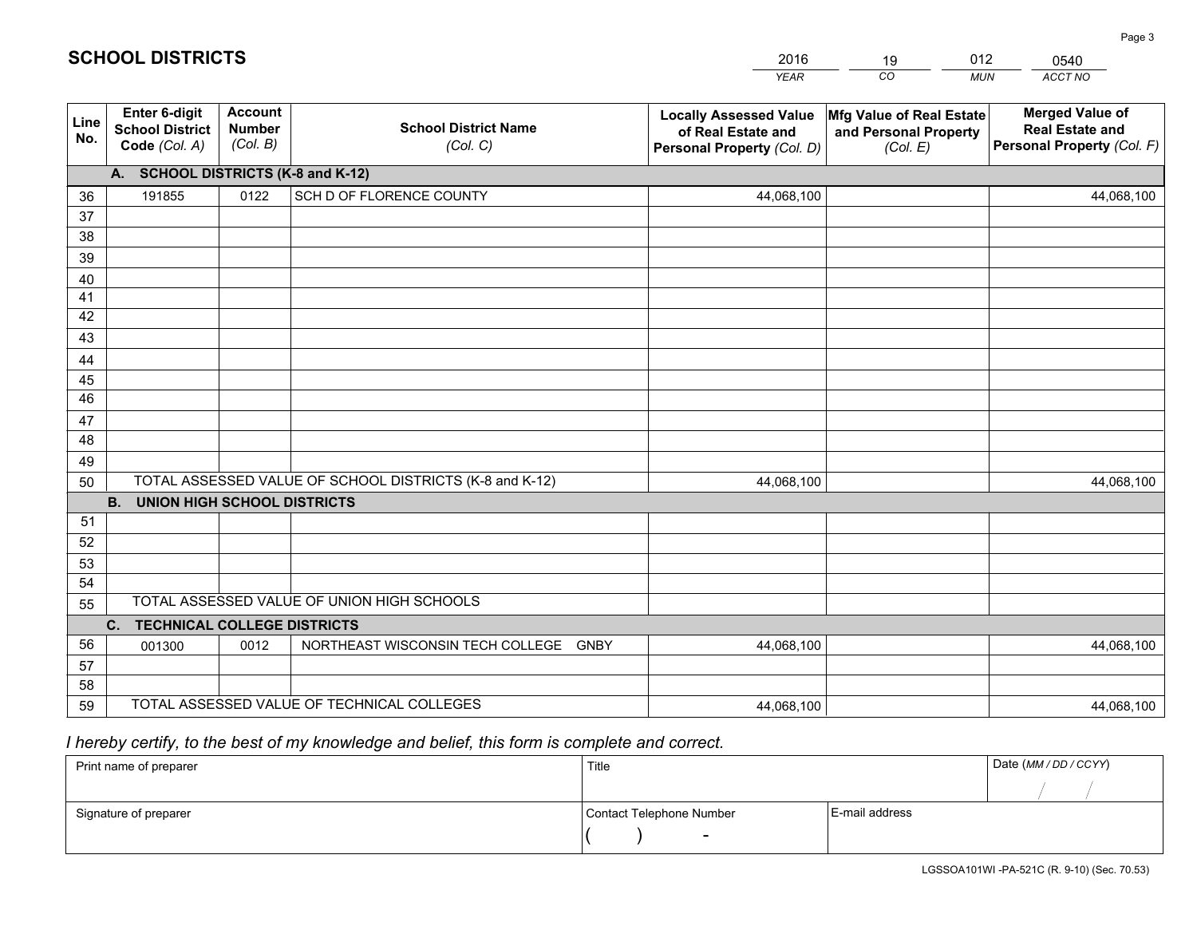# SCHOOL DISTRICTS

| 2016 | 19 | 012 | 0540 |
|---|---|---|---|
| *YEAR* | *CO* | *MUN* | *ACCT NO* |

| Line No. | Enter 6-digit School District Code *(Col. A)* | Account Number *(Col. B)* | School District Name *(Col. C)* | Locally Assessed Value of Real Estate and Personal Property *(Col. D)* | Mfg Value of Real Estate and Personal Property *(Col. E)* | Merged Value of Real Estate and Personal Property *(Col. F)* |
|---|---|---|---|---|---|---|
| | **A. SCHOOL DISTRICTS (K-8 and K-12)** | | | | | |
| 36 | 191855 | 0122 | SCH D OF FLORENCE COUNTY | 44,068,100 | | 44,068,100 |
| 37 | | | | | | |
| 38 | | | | | | |
| 39 | | | | | | |
| 40 | | | | | | |
| 41 | | | | | | |
| 42 | | | | | | |
| 43 | | | | | | |
| 44 | | | | | | |
| 45 | | | | | | |
| 46 | | | | | | |
| 47 | | | | | | |
| 48 | | | | | | |
| 49 | | | | | | |
| 50 | TOTAL ASSESSED VALUE OF SCHOOL DISTRICTS (K-8 and K-12) | | | 44,068,100 | | 44,068,100 |
| | **B. UNION HIGH SCHOOL DISTRICTS** | | | | | |
| 51 | | | | | | |
| 52 | | | | | | |
| 53 | | | | | | |
| 54 | | | | | | |
| 55 | TOTAL ASSESSED VALUE OF UNION HIGH SCHOOLS | | | | | |
| | **C. TECHNICAL COLLEGE DISTRICTS** | | | | | |
| 56 | 001300 | 0012 | NORTHEAST WISCONSIN TECH COLLEGE GNBY | 44,068,100 | | 44,068,100 |
| 57 | | | | | | |
| 58 | | | | | | |
| 59 | TOTAL ASSESSED VALUE OF TECHNICAL COLLEGES | | | 44,068,100 | | 44,068,100 |

*I hereby certify, to the best of my knowledge and belief, this form is complete and correct.*

| Print name of preparer | Title | | Date *(MM / DD / CCYY)* |
|---|---|---|---|
| | | | / / |
| Signature of preparer | Contact Telephone Number | E-mail address | |
| | ( ) - | | |

LGSSOA101WI -PA-521C (R. 9-10) (Sec. 70.53)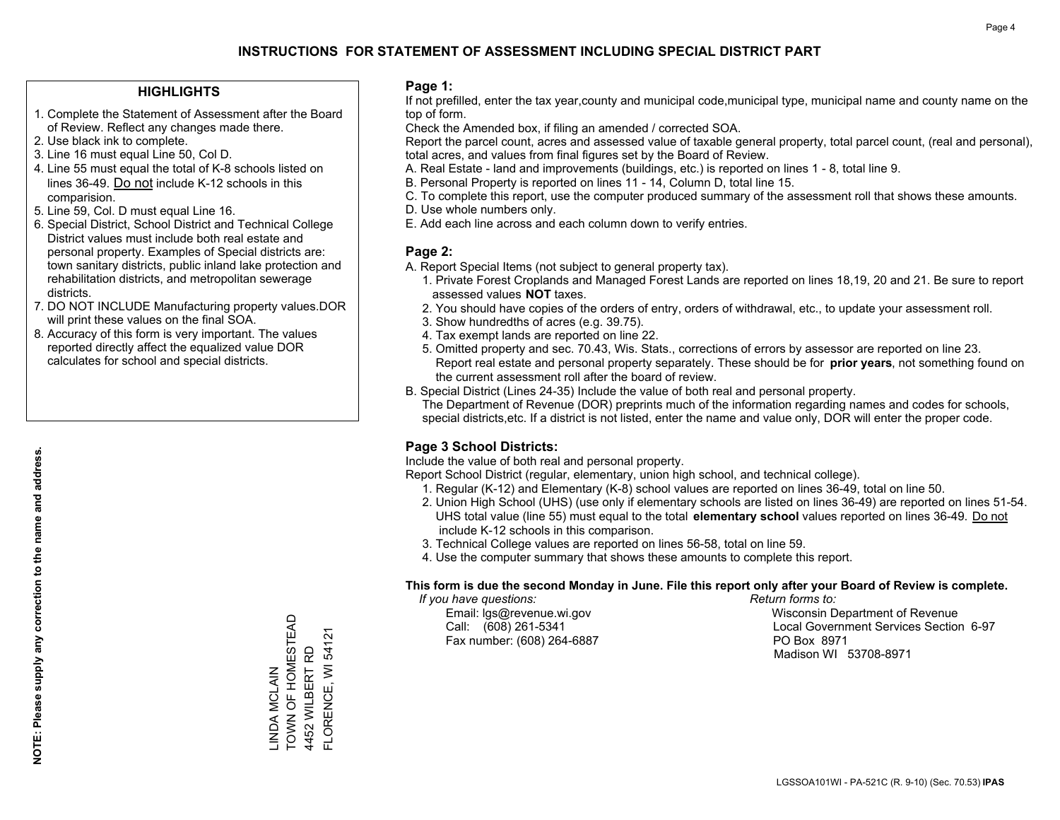# INSTRUCTIONS FOR STATEMENT OF ASSESSMENT INCLUDING SPECIAL DISTRICT PART

## HIGHLIGHTS

1. Complete the Statement of Assessment after the Board of Review. Reflect any changes made there.
2. Use black ink to complete.
3. Line 16 must equal Line 50, Col D.
4. Line 55 must equal the total of K-8 schools listed on lines 36-49. Do not include K-12 schools in this comparision.
5. Line 59, Col. D must equal Line 16.
6. Special District, School District and Technical College District values must include both real estate and personal property. Examples of Special districts are: town sanitary districts, public inland lake protection and rehabilitation districts, and metropolitan sewerage districts.
7. DO NOT INCLUDE Manufacturing property values.DOR will print these values on the final SOA.
8. Accuracy of this form is very important. The values reported directly affect the equalized value DOR calculates for school and special districts.

**NOTE: Please supply any correction to the name and address.**

LINDA MCLAIN
TOWN OF HOMESTEAD
4452 WILBERT RD
FLORENCE, WI 54121

## Page 1:

If not prefilled, enter the tax year,county and municipal code,municipal type, municipal name and county name on the top of form.

Check the Amended box, if filing an amended / corrected SOA.

Report the parcel count, acres and assessed value of taxable general property, total parcel count, (real and personal), total acres, and values from final figures set by the Board of Review.

A. Real Estate - land and improvements (buildings, etc.) is reported on lines 1 - 8, total line 9.
B. Personal Property is reported on lines 11 - 14, Column D, total line 15.
C. To complete this report, use the computer produced summary of the assessment roll that shows these amounts.
D. Use whole numbers only.
E. Add each line across and each column down to verify entries.

## Page 2:

A. Report Special Items (not subject to general property tax).
   1. Private Forest Croplands and Managed Forest Lands are reported on lines 18,19, 20 and 21. Be sure to report assessed values **NOT** taxes.
   2. You should have copies of the orders of entry, orders of withdrawal, etc., to update your assessment roll.
   3. Show hundredths of acres (e.g. 39.75).
   4. Tax exempt lands are reported on line 22.
   5. Omitted property and sec. 70.43, Wis. Stats., corrections of errors by assessor are reported on line 23. Report real estate and personal property separately. These should be for **prior years**, not something found on the current assessment roll after the board of review.
B. Special District (Lines 24-35) Include the value of both real and personal property.
   The Department of Revenue (DOR) preprints much of the information regarding names and codes for schools, special districts,etc. If a district is not listed, enter the name and value only, DOR will enter the proper code.

## Page 3 School Districts:

Include the value of both real and personal property.

Report School District (regular, elementary, union high school, and technical college).

1. Regular (K-12) and Elementary (K-8) school values are reported on lines 36-49, total on line 50.
2. Union High School (UHS) (use only if elementary schools are listed on lines 36-49) are reported on lines 51-54. UHS total value (line 55) must equal to the total **elementary school** values reported on lines 36-49. Do not include K-12 schools in this comparison.
3. Technical College values are reported on lines 56-58, total on line 59.
4. Use the computer summary that shows these amounts to complete this report.

**This form is due the second Monday in June. File this report only after your Board of Review is complete.**

*If you have questions:*
Email: lgs@revenue.wi.gov
Call: (608) 261-5341
Fax number: (608) 264-6887

*Return forms to:*
Wisconsin Department of Revenue
Local Government Services Section 6-97
PO Box 8971
Madison WI 53708-8971

LGSSOA101WI - PA-521C (R. 9-10) (Sec. 70.53) **IPAS**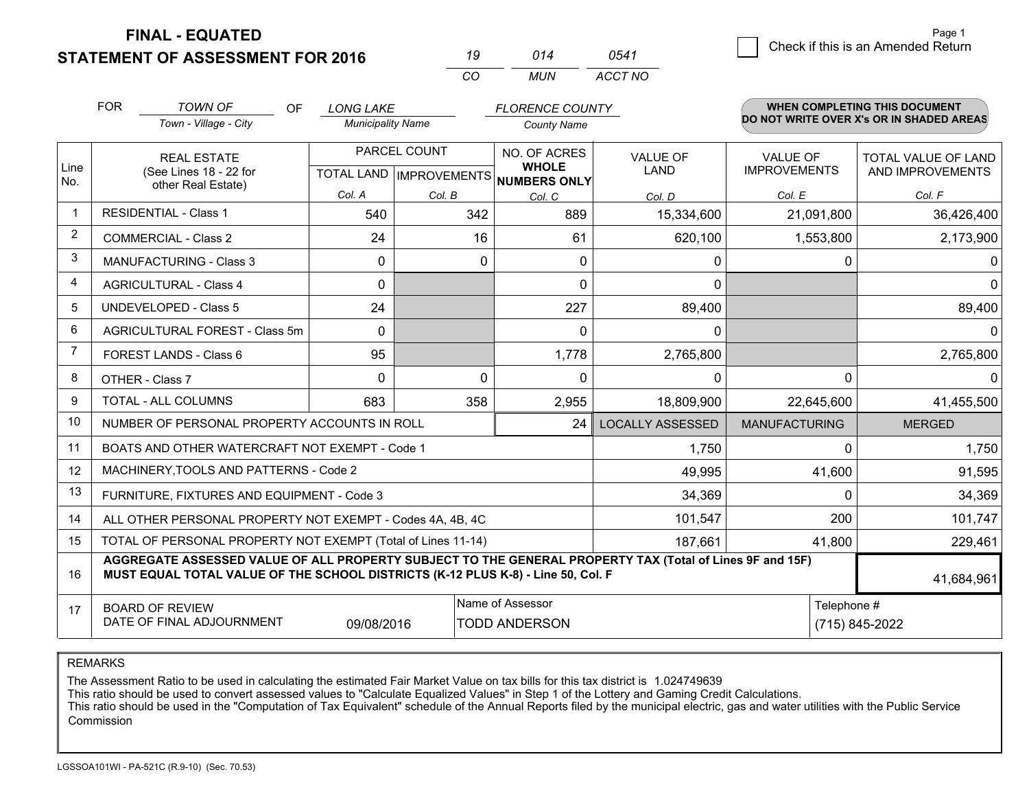**FINAL - EQUATED**
**STATEMENT OF ASSESSMENT FOR 2016**

| 19 | 014 | 0541 |
|---|---|---|
| CO | MUN | ACCT NO |

Page 1

☐ Check if this is an Amended Return

FOR *TOWN OF* (Town - Village - City) OF *LONG LAKE* (Municipality Name) *FLORENCE COUNTY* (County Name)

**WHEN COMPLETING THIS DOCUMENT DO NOT WRITE OVER X's OR IN SHADED AREAS**

| Line No. | REAL ESTATE (See Lines 18 - 22 for other Real Estate) | PARCEL COUNT TOTAL LAND Col. A | PARCEL COUNT IMPROVEMENTS Col. B | NO. OF ACRES WHOLE NUMBERS ONLY Col. C | VALUE OF LAND Col. D | VALUE OF IMPROVEMENTS Col. E | TOTAL VALUE OF LAND AND IMPROVEMENTS Col. F |
|---|---|---|---|---|---|---|---|
| 1 | RESIDENTIAL - Class 1 | 540 | 342 | 889 | 15,334,600 | 21,091,800 | 36,426,400 |
| 2 | COMMERCIAL - Class 2 | 24 | 16 | 61 | 620,100 | 1,553,800 | 2,173,900 |
| 3 | MANUFACTURING - Class 3 | 0 | 0 | 0 | 0 | 0 | 0 |
| 4 | AGRICULTURAL - Class 4 | 0 | | 0 | 0 | | 0 |
| 5 | UNDEVELOPED - Class 5 | 24 | | 227 | 89,400 | | 89,400 |
| 6 | AGRICULTURAL FOREST - Class 5m | 0 | | 0 | 0 | | 0 |
| 7 | FOREST LANDS - Class 6 | 95 | | 1,778 | 2,765,800 | | 2,765,800 |
| 8 | OTHER - Class 7 | 0 | 0 | 0 | 0 | 0 | 0 |
| 9 | TOTAL - ALL COLUMNS | 683 | 358 | 2,955 | 18,809,900 | 22,645,600 | 41,455,500 |
| 10 | NUMBER OF PERSONAL PROPERTY ACCOUNTS IN ROLL | | | 24 | LOCALLY ASSESSED | MANUFACTURING | MERGED |
| 11 | BOATS AND OTHER WATERCRAFT NOT EXEMPT - Code 1 | | | | 1,750 | 0 | 1,750 |
| 12 | MACHINERY,TOOLS AND PATTERNS - Code 2 | | | | 49,995 | 41,600 | 91,595 |
| 13 | FURNITURE, FIXTURES AND EQUIPMENT - Code 3 | | | | 34,369 | 0 | 34,369 |
| 14 | ALL OTHER PERSONAL PROPERTY NOT EXEMPT - Codes 4A, 4B, 4C | | | | 101,547 | 200 | 101,747 |
| 15 | TOTAL OF PERSONAL PROPERTY NOT EXEMPT (Total of Lines 11-14) | | | | 187,661 | 41,800 | 229,461 |
| 16 | **AGGREGATE ASSESSED VALUE OF ALL PROPERTY SUBJECT TO THE GENERAL PROPERTY TAX (Total of Lines 9F and 15F) MUST EQUAL TOTAL VALUE OF THE SCHOOL DISTRICTS (K-12 PLUS K-8) - Line 50, Col. F** | | | | | | 41,684,961 |
| 17 | BOARD OF REVIEW DATE OF FINAL ADJOURNMENT | 09/08/2016 | Name of Assessor: TODD ANDERSON | | | Telephone #: (715) 845-2022 | |

REMARKS

The Assessment Ratio to be used in calculating the estimated Fair Market Value on tax bills for this tax district is 1.024749639
This ratio should be used to convert assessed values to "Calculate Equalized Values" in Step 1 of the Lottery and Gaming Credit Calculations.
This ratio should be used in the "Computation of Tax Equivalent" schedule of the Annual Reports filed by the municipal electric, gas and water utilities with the Public Service Commission

LGSSOA101WI - PA-521C (R.9-10) (Sec. 70.53)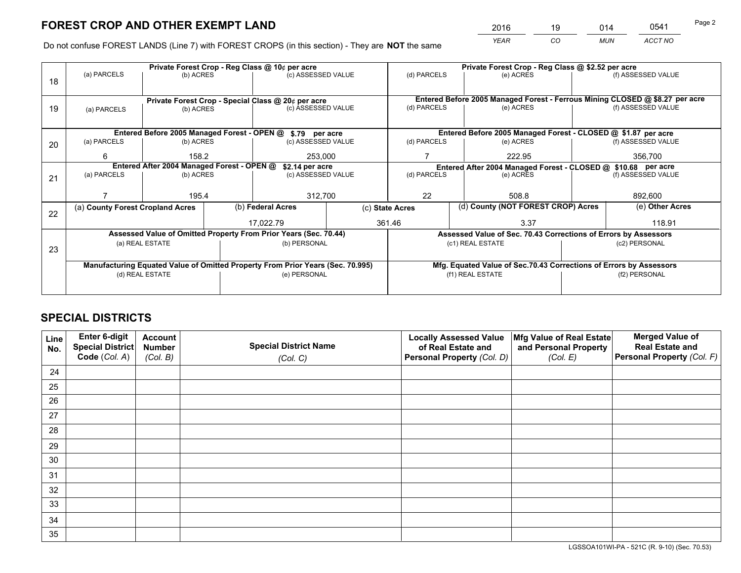# FOREST CROP AND OTHER EXEMPT LAND

| 2016 | 19 | 014 | 0541 |
|---|---|---|---|
| *YEAR* | *CO* | *MUN* | *ACCT NO* |

Do not confuse FOREST LANDS (Line 7) with FOREST CROPS (in this section) - They are **NOT** the same

| Line | Private Forest Crop - Reg Class @ 10¢ per acre | | | Private Forest Crop - Reg Class @ $2.52 per acre | | |
|---|---|---|---|---|---|---|
| | (a) PARCELS | (b) ACRES | (c) ASSESSED VALUE | (d) PARCELS | (e) ACRES | (f) ASSESSED VALUE |
| 18 | | | | | | |
| | **Private Forest Crop - Special Class @ 20¢ per acre** | | | **Entered Before 2005 Managed Forest - Ferrous Mining CLOSED @ $8.27 per acre** | | |
| | (a) PARCELS | (b) ACRES | (c) ASSESSED VALUE | (d) PARCELS | (e) ACRES | (f) ASSESSED VALUE |
| 19 | | | | | | |
| | **Entered Before 2005 Managed Forest - OPEN @ $.79 per acre** | | | **Entered Before 2005 Managed Forest - CLOSED @ $1.87 per acre** | | |
| | (a) PARCELS | (b) ACRES | (c) ASSESSED VALUE | (d) PARCELS | (e) ACRES | (f) ASSESSED VALUE |
| 20 | 6 | 158.2 | 253,000 | 7 | 222.95 | 356,700 |
| | **Entered After 2004 Managed Forest - OPEN @ $2.14 per acre** | | | **Entered After 2004 Managed Forest - CLOSED @ $10.68 per acre** | | |
| | (a) PARCELS | (b) ACRES | (c) ASSESSED VALUE | (d) PARCELS | (e) ACRES | (f) ASSESSED VALUE |
| 21 | 7 | 195.4 | 312,700 | 22 | 508.8 | 892,600 |

| Line | (a) County Forest Cropland Acres | (b) Federal Acres | (c) State Acres | (d) County (NOT FOREST CROP) Acres | (e) Other Acres |
|---|---|---|---|---|---|
| 22 | | 17,022.79 | 361.46 | 3.37 | 118.91 |

| Line | Assessed Value of Omitted Property From Prior Years (Sec. 70.44) | | Assessed Value of Sec. 70.43 Corrections of Errors by Assessors | |
|---|---|---|---|---|
| | (a) REAL ESTATE | (b) PERSONAL | (c1) REAL ESTATE | (c2) PERSONAL |
| 23 | | | | |
| | **Manufacturing Equated Value of Omitted Property From Prior Years (Sec. 70.995)** | | **Mfg. Equated Value of Sec.70.43 Corrections of Errors by Assessors** | |
| | (d) REAL ESTATE | (e) PERSONAL | (f1) REAL ESTATE | (f2) PERSONAL |
| | | | | |

# SPECIAL DISTRICTS

| Line No. | Enter 6-digit Special District Code (*Col. A*) | Account Number (*Col. B*) | Special District Name (*Col. C*) | Locally Assessed Value of Real Estate and Personal Property (*Col. D*) | Mfg Value of Real Estate and Personal Property (*Col. E*) | Merged Value of Real Estate and Personal Property (*Col. F*) |
|---|---|---|---|---|---|---|
| 24 | | | | | | |
| 25 | | | | | | |
| 26 | | | | | | |
| 27 | | | | | | |
| 28 | | | | | | |
| 29 | | | | | | |
| 30 | | | | | | |
| 31 | | | | | | |
| 32 | | | | | | |
| 33 | | | | | | |
| 34 | | | | | | |
| 35 | | | | | | |

LGSSOA101WI-PA - 521C (R. 9-10) (Sec. 70.53)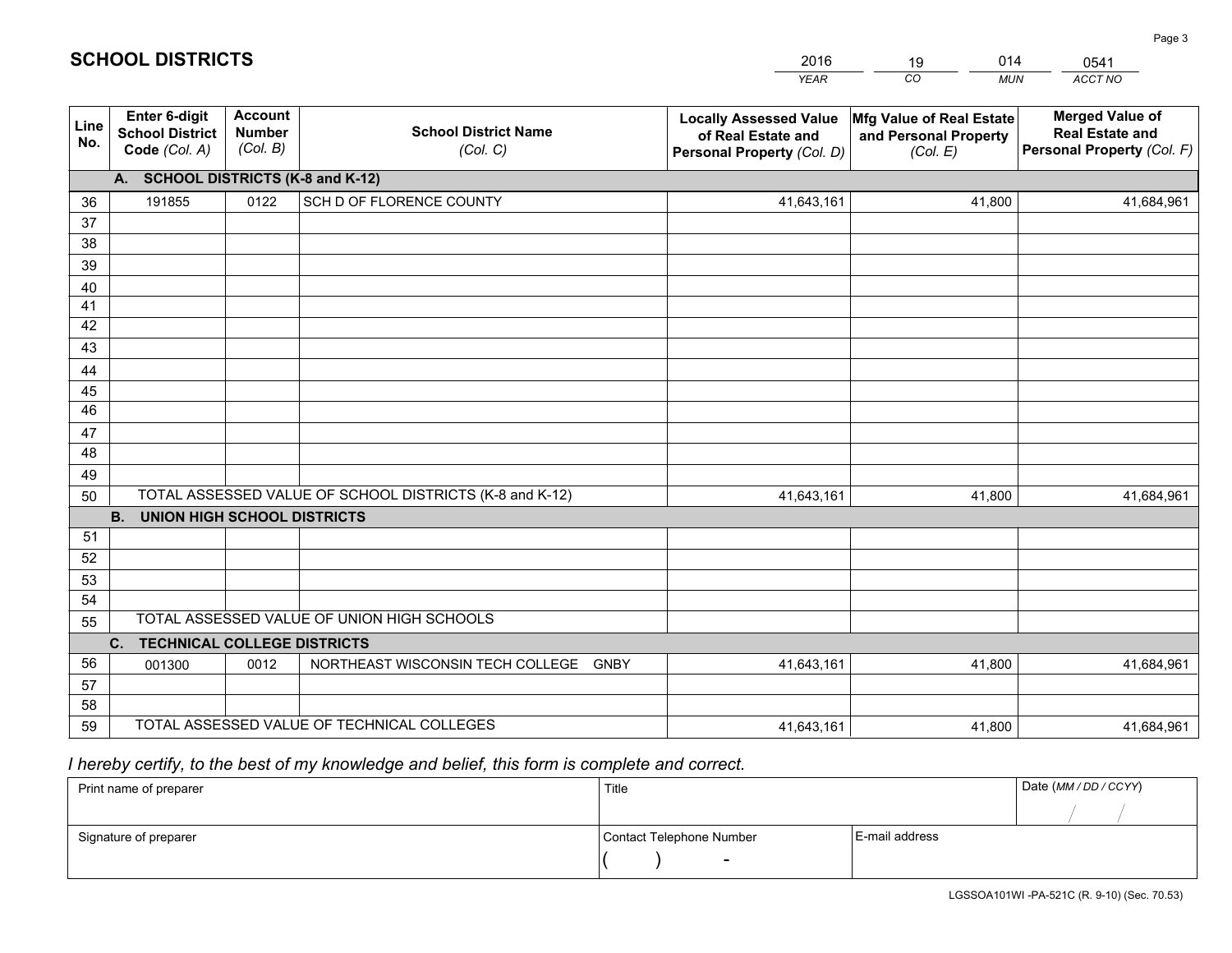# SCHOOL DISTRICTS

| 2016 | 19 | 014 | 0541 |
|---|---|---|---|
| YEAR | CO | MUN | ACCT NO |

| Line No. | Enter 6-digit School District Code (Col. A) | Account Number (Col. B) | School District Name (Col. C) | Locally Assessed Value of Real Estate and Personal Property (Col. D) | Mfg Value of Real Estate and Personal Property (Col. E) | Merged Value of Real Estate and Personal Property (Col. F) |
|---|---|---|---|---|---|---|
| | **A. SCHOOL DISTRICTS (K-8 and K-12)** | | | | | |
| 36 | 191855 | 0122 | SCH D OF FLORENCE COUNTY | 41,643,161 | 41,800 | 41,684,961 |
| 37 | | | | | | |
| 38 | | | | | | |
| 39 | | | | | | |
| 40 | | | | | | |
| 41 | | | | | | |
| 42 | | | | | | |
| 43 | | | | | | |
| 44 | | | | | | |
| 45 | | | | | | |
| 46 | | | | | | |
| 47 | | | | | | |
| 48 | | | | | | |
| 49 | | | | | | |
| 50 | TOTAL ASSESSED VALUE OF SCHOOL DISTRICTS (K-8 and K-12) | | | 41,643,161 | 41,800 | 41,684,961 |
| | **B. UNION HIGH SCHOOL DISTRICTS** | | | | | |
| 51 | | | | | | |
| 52 | | | | | | |
| 53 | | | | | | |
| 54 | | | | | | |
| 55 | TOTAL ASSESSED VALUE OF UNION HIGH SCHOOLS | | | | | |
| | **C. TECHNICAL COLLEGE DISTRICTS** | | | | | |
| 56 | 001300 | 0012 | NORTHEAST WISCONSIN TECH COLLEGE GNBY | 41,643,161 | 41,800 | 41,684,961 |
| 57 | | | | | | |
| 58 | | | | | | |
| 59 | TOTAL ASSESSED VALUE OF TECHNICAL COLLEGES | | | 41,643,161 | 41,800 | 41,684,961 |

*I hereby certify, to the best of my knowledge and belief, this form is complete and correct.*

| Print name of preparer | Title | | Date (MM / DD / CCYY) |
|---|---|---|---|
| | | | / / |
| Signature of preparer | Contact Telephone Number | E-mail address | |
| | ( ) - | | |

LGSSOA101WI -PA-521C (R. 9-10) (Sec. 70.53)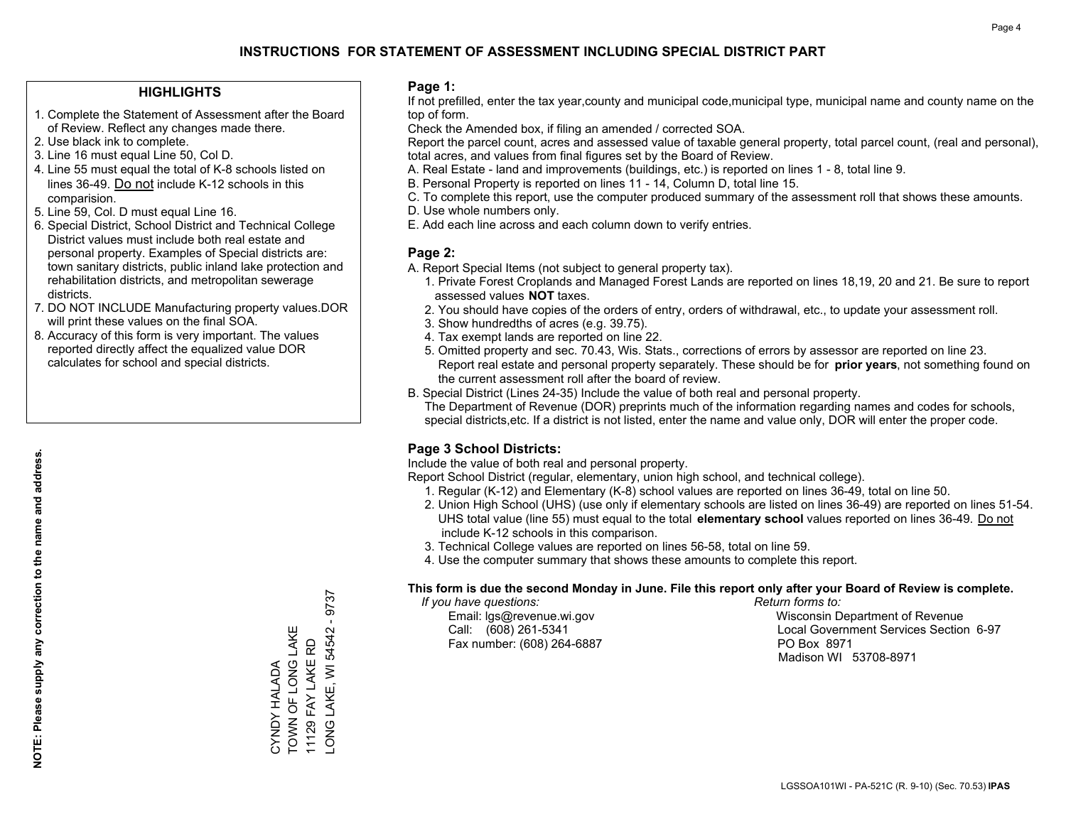# INSTRUCTIONS FOR STATEMENT OF ASSESSMENT INCLUDING SPECIAL DISTRICT PART

## HIGHLIGHTS

1. Complete the Statement of Assessment after the Board of Review. Reflect any changes made there.
2. Use black ink to complete.
3. Line 16 must equal Line 50, Col D.
4. Line 55 must equal the total of K-8 schools listed on lines 36-49. Do not include K-12 schools in this comparision.
5. Line 59, Col. D must equal Line 16.
6. Special District, School District and Technical College District values must include both real estate and personal property. Examples of Special districts are: town sanitary districts, public inland lake protection and rehabilitation districts, and metropolitan sewerage districts.
7. DO NOT INCLUDE Manufacturing property values.DOR will print these values on the final SOA.
8. Accuracy of this form is very important. The values reported directly affect the equalized value DOR calculates for school and special districts.

**NOTE: Please supply any correction to the name and address.**

CYNDY HALADA
TOWN OF LONG LAKE
11129 FAY LAKE RD
LONG LAKE, WI 54542 - 9737

## Page 1:

If not prefilled, enter the tax year,county and municipal code,municipal type, municipal name and county name on the top of form.

Check the Amended box, if filing an amended / corrected SOA.

Report the parcel count, acres and assessed value of taxable general property, total parcel count, (real and personal), total acres, and values from final figures set by the Board of Review.

A. Real Estate - land and improvements (buildings, etc.) is reported on lines 1 - 8, total line 9.
B. Personal Property is reported on lines 11 - 14, Column D, total line 15.
C. To complete this report, use the computer produced summary of the assessment roll that shows these amounts.
D. Use whole numbers only.
E. Add each line across and each column down to verify entries.

## Page 2:

A. Report Special Items (not subject to general property tax).
   1. Private Forest Croplands and Managed Forest Lands are reported on lines 18,19, 20 and 21. Be sure to report assessed values **NOT** taxes.
   2. You should have copies of the orders of entry, orders of withdrawal, etc., to update your assessment roll.
   3. Show hundredths of acres (e.g. 39.75).
   4. Tax exempt lands are reported on line 22.
   5. Omitted property and sec. 70.43, Wis. Stats., corrections of errors by assessor are reported on line 23. Report real estate and personal property separately. These should be for **prior years**, not something found on the current assessment roll after the board of review.
B. Special District (Lines 24-35) Include the value of both real and personal property.
   The Department of Revenue (DOR) preprints much of the information regarding names and codes for schools, special districts,etc. If a district is not listed, enter the name and value only, DOR will enter the proper code.

## Page 3 School Districts:

Include the value of both real and personal property.

Report School District (regular, elementary, union high school, and technical college).

1. Regular (K-12) and Elementary (K-8) school values are reported on lines 36-49, total on line 50.
2. Union High School (UHS) (use only if elementary schools are listed on lines 36-49) are reported on lines 51-54. UHS total value (line 55) must equal to the total **elementary school** values reported on lines 36-49. Do not include K-12 schools in this comparison.
3. Technical College values are reported on lines 56-58, total on line 59.
4. Use the computer summary that shows these amounts to complete this report.

**This form is due the second Monday in June. File this report only after your Board of Review is complete.**

*If you have questions:*
Email: lgs@revenue.wi.gov
Call: (608) 261-5341
Fax number: (608) 264-6887

*Return forms to:*
Wisconsin Department of Revenue
Local Government Services Section 6-97
PO Box 8971
Madison WI 53708-8971

LGSSOA101WI - PA-521C (R. 9-10) (Sec. 70.53) **IPAS**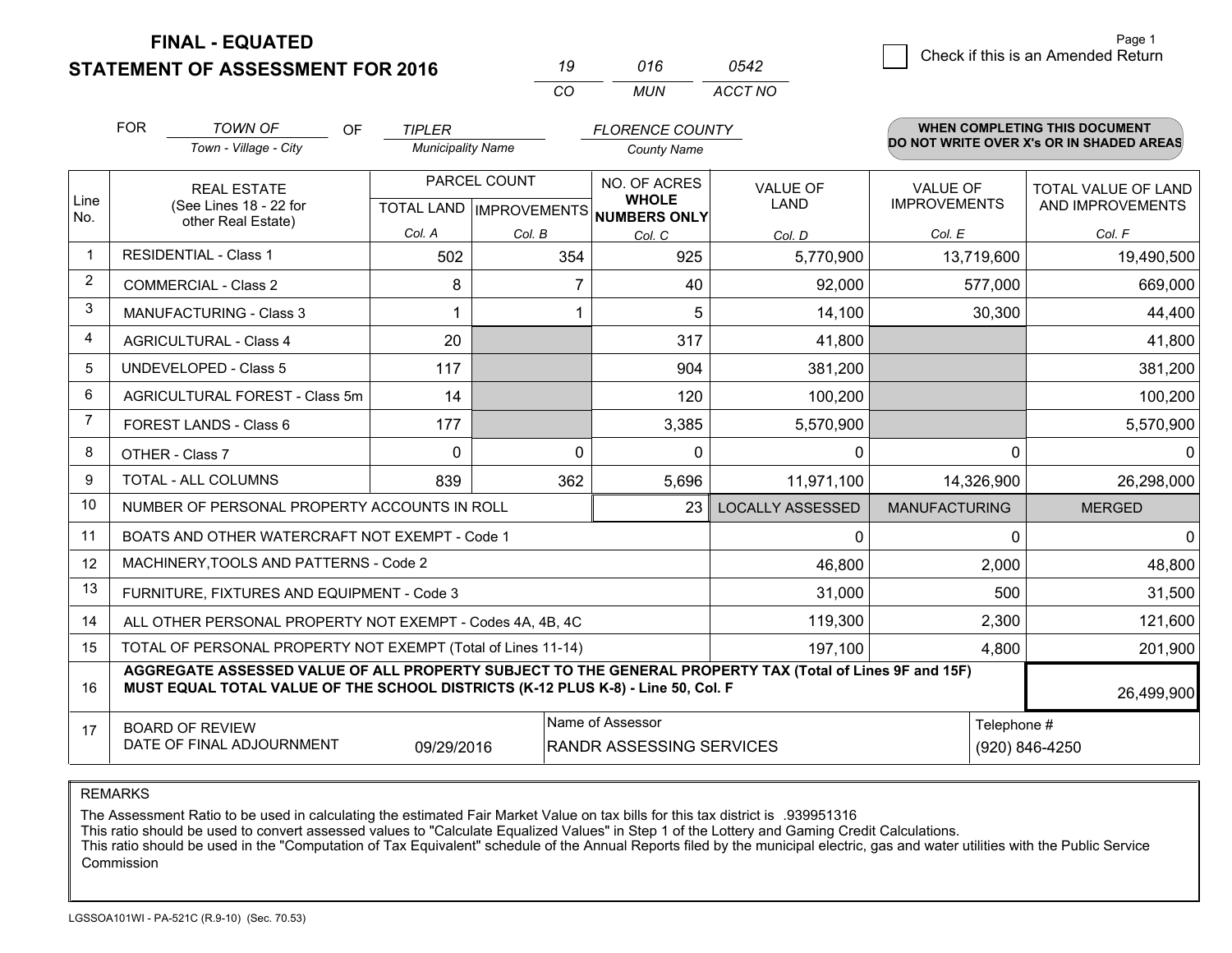# FINAL - EQUATED
## STATEMENT OF ASSESSMENT FOR 2016

| 19 | 016 | 0542 |
|---|---|---|
| CO | MUN | ACCT NO |

☐ Check if this is an Amended Return

FOR *TOWN OF* (Town - Village - City) OF *TIPLER* (Municipality Name) *FLORENCE COUNTY* (County Name)

**WHEN COMPLETING THIS DOCUMENT DO NOT WRITE OVER X's OR IN SHADED AREAS**

| Line No. | REAL ESTATE (See Lines 18 - 22 for other Real Estate) | PARCEL COUNT TOTAL LAND Col. A | PARCEL COUNT IMPROVEMENTS Col. B | NO. OF ACRES WHOLE NUMBERS ONLY Col. C | VALUE OF LAND Col. D | VALUE OF IMPROVEMENTS Col. E | TOTAL VALUE OF LAND AND IMPROVEMENTS Col. F |
|---|---|---|---|---|---|---|---|
| 1 | RESIDENTIAL - Class 1 | 502 | 354 | 925 | 5,770,900 | 13,719,600 | 19,490,500 |
| 2 | COMMERCIAL - Class 2 | 8 | 7 | 40 | 92,000 | 577,000 | 669,000 |
| 3 | MANUFACTURING - Class 3 | 1 | 1 | 5 | 14,100 | 30,300 | 44,400 |
| 4 | AGRICULTURAL - Class 4 | 20 | | 317 | 41,800 | | 41,800 |
| 5 | UNDEVELOPED - Class 5 | 117 | | 904 | 381,200 | | 381,200 |
| 6 | AGRICULTURAL FOREST - Class 5m | 14 | | 120 | 100,200 | | 100,200 |
| 7 | FOREST LANDS - Class 6 | 177 | | 3,385 | 5,570,900 | | 5,570,900 |
| 8 | OTHER - Class 7 | 0 | 0 | 0 | 0 | 0 | 0 |
| 9 | TOTAL - ALL COLUMNS | 839 | 362 | 5,696 | 11,971,100 | 14,326,900 | 26,298,000 |
| 10 | NUMBER OF PERSONAL PROPERTY ACCOUNTS IN ROLL | | | 23 | LOCALLY ASSESSED | MANUFACTURING | MERGED |
| 11 | BOATS AND OTHER WATERCRAFT NOT EXEMPT - Code 1 | | | | 0 | 0 | 0 |
| 12 | MACHINERY,TOOLS AND PATTERNS - Code 2 | | | | 46,800 | 2,000 | 48,800 |
| 13 | FURNITURE, FIXTURES AND EQUIPMENT - Code 3 | | | | 31,000 | 500 | 31,500 |
| 14 | ALL OTHER PERSONAL PROPERTY NOT EXEMPT - Codes 4A, 4B, 4C | | | | 119,300 | 2,300 | 121,600 |
| 15 | TOTAL OF PERSONAL PROPERTY NOT EXEMPT (Total of Lines 11-14) | | | | 197,100 | 4,800 | 201,900 |
| 16 | **AGGREGATE ASSESSED VALUE OF ALL PROPERTY SUBJECT TO THE GENERAL PROPERTY TAX (Total of Lines 9F and 15F) MUST EQUAL TOTAL VALUE OF THE SCHOOL DISTRICTS (K-12 PLUS K-8) - Line 50, Col. F** | | | | | | 26,499,900 |
| 17 | BOARD OF REVIEW DATE OF FINAL ADJOURNMENT | 09/29/2016 | | Name of Assessor: RANDR ASSESSING SERVICES | | | Telephone #: (920) 846-4250 |

REMARKS

The Assessment Ratio to be used in calculating the estimated Fair Market Value on tax bills for this tax district is .939951316
This ratio should be used to convert assessed values to "Calculate Equalized Values" in Step 1 of the Lottery and Gaming Credit Calculations.
This ratio should be used in the "Computation of Tax Equivalent" schedule of the Annual Reports filed by the municipal electric, gas and water utilities with the Public Service Commission

LGSSOA101WI - PA-521C (R.9-10) (Sec. 70.53)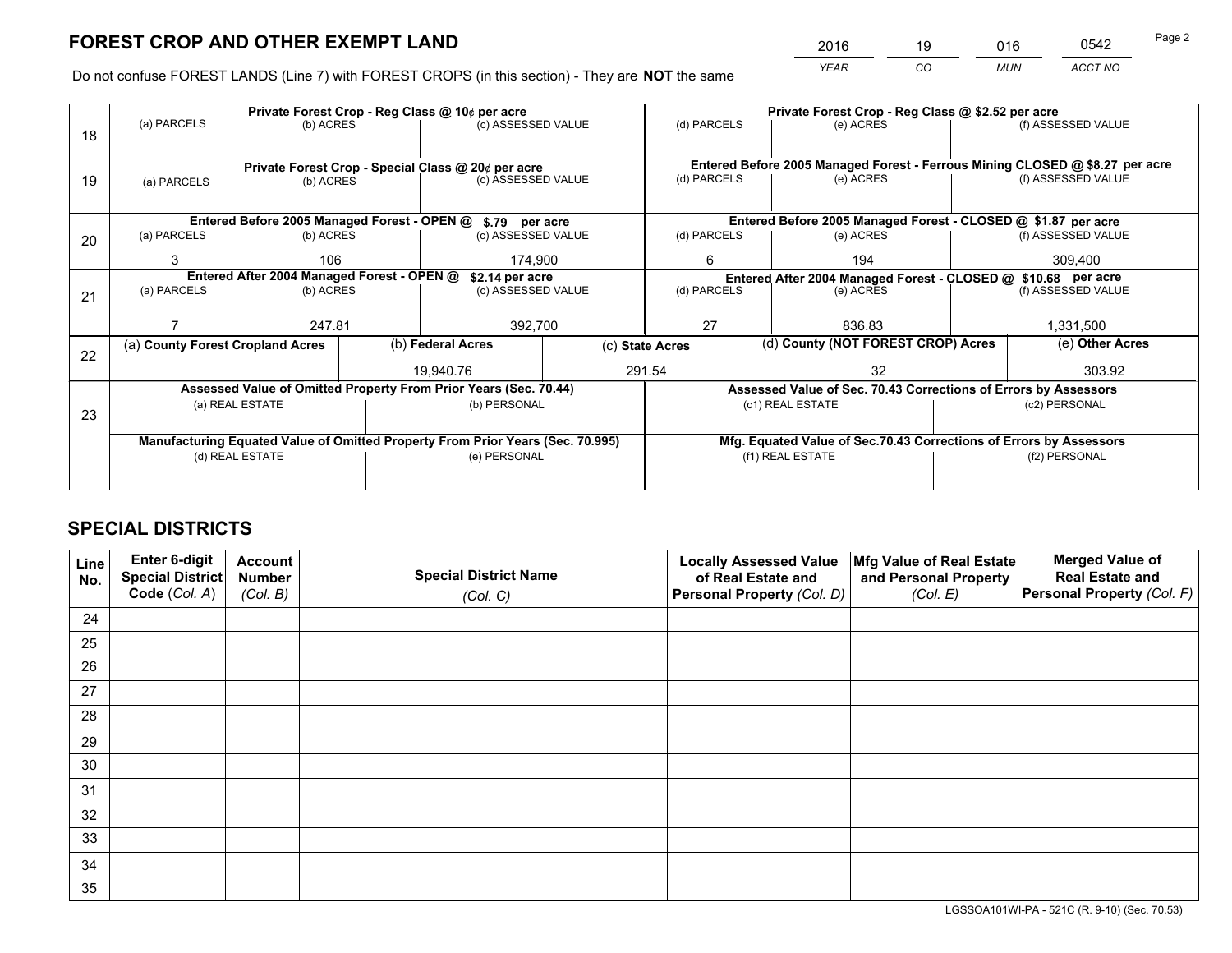# FOREST CROP AND OTHER EXEMPT LAND

| 2016 | 19 | 016 | 0542 |
|---|---|---|---|
| *YEAR* | *CO* | *MUN* | *ACCT NO* |

Do not confuse FOREST LANDS (Line 7) with FOREST CROPS (in this section) - They are **NOT** the same

| Line | Private Forest Crop - Reg Class @ 10¢ per acre | | | Private Forest Crop - Reg Class @ $2.52 per acre | | |
|---|---|---|---|---|---|---|
| 18 | (a) PARCELS | (b) ACRES | (c) ASSESSED VALUE | (d) PARCELS | (e) ACRES | (f) ASSESSED VALUE |
| | | | | | | |
| | **Private Forest Crop - Special Class @ 20¢ per acre** | | | **Entered Before 2005 Managed Forest - Ferrous Mining CLOSED @ $8.27 per acre** | | |
| 19 | (a) PARCELS | (b) ACRES | (c) ASSESSED VALUE | (d) PARCELS | (e) ACRES | (f) ASSESSED VALUE |
| | | | | | | |
| | **Entered Before 2005 Managed Forest - OPEN @ $.79 per acre** | | | **Entered Before 2005 Managed Forest - CLOSED @ $1.87 per acre** | | |
| 20 | (a) PARCELS | (b) ACRES | (c) ASSESSED VALUE | (d) PARCELS | (e) ACRES | (f) ASSESSED VALUE |
| | 3 | 106 | 174,900 | 6 | 194 | 309,400 |
| | **Entered After 2004 Managed Forest - OPEN @ $2.14 per acre** | | | **Entered After 2004 Managed Forest - CLOSED @ $10.68 per acre** | | |
| 21 | (a) PARCELS | (b) ACRES | (c) ASSESSED VALUE | (d) PARCELS | (e) ACRES | (f) ASSESSED VALUE |
| | 7 | 247.81 | 392,700 | 27 | 836.83 | 1,331,500 |

| Line | (a) County Forest Cropland Acres | (b) Federal Acres | (c) State Acres | (d) County (NOT FOREST CROP) Acres | (e) Other Acres |
|---|---|---|---|---|---|
| 22 | | 19,940.76 | 291.54 | 32 | 303.92 |

| Line | Assessed Value of Omitted Property From Prior Years (Sec. 70.44) | | Assessed Value of Sec. 70.43 Corrections of Errors by Assessors | |
|---|---|---|---|---|
| 23 | (a) REAL ESTATE | (b) PERSONAL | (c1) REAL ESTATE | (c2) PERSONAL |
| | | | | |
| | **Manufacturing Equated Value of Omitted Property From Prior Years (Sec. 70.995)** | | **Mfg. Equated Value of Sec.70.43 Corrections of Errors by Assessors** | |
| | (d) REAL ESTATE | (e) PERSONAL | (f1) REAL ESTATE | (f2) PERSONAL |
| | | | | |

# SPECIAL DISTRICTS

| Line No. | Enter 6-digit Special District Code (*Col. A*) | Account Number (*Col. B*) | Special District Name (*Col. C*) | Locally Assessed Value of Real Estate and Personal Property (*Col. D*) | Mfg Value of Real Estate and Personal Property (*Col. E*) | Merged Value of Real Estate and Personal Property (*Col. F*) |
|---|---|---|---|---|---|---|
| 24 | | | | | | |
| 25 | | | | | | |
| 26 | | | | | | |
| 27 | | | | | | |
| 28 | | | | | | |
| 29 | | | | | | |
| 30 | | | | | | |
| 31 | | | | | | |
| 32 | | | | | | |
| 33 | | | | | | |
| 34 | | | | | | |
| 35 | | | | | | |

LGSSOA101WI-PA - 521C (R. 9-10) (Sec. 70.53)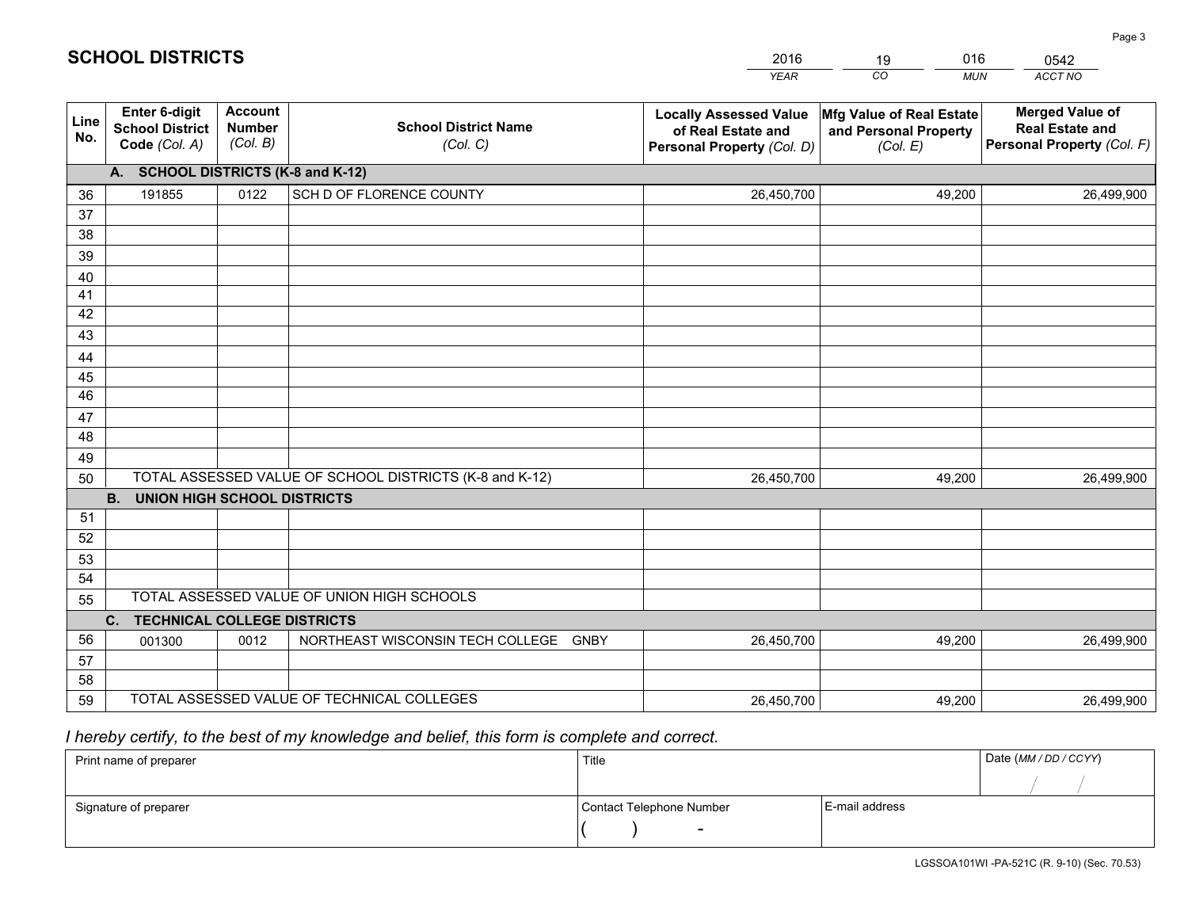## SCHOOL DISTRICTS

| 2016 | 19 | 016 | 0542 |
|---|---|---|---|
| *YEAR* | *CO* | *MUN* | *ACCT NO* |

| Line No. | Enter 6-digit School District Code *(Col. A)* | Account Number *(Col. B)* | School District Name *(Col. C)* | Locally Assessed Value of Real Estate and Personal Property *(Col. D)* | Mfg Value of Real Estate and Personal Property *(Col. E)* | Merged Value of Real Estate and Personal Property *(Col. F)* |
|---|---|---|---|---|---|---|
| **A. SCHOOL DISTRICTS (K-8 and K-12)** | | | | | | |
| 36 | 191855 | 0122 | SCH D OF FLORENCE COUNTY | 26,450,700 | 49,200 | 26,499,900 |
| 37 | | | | | | |
| 38 | | | | | | |
| 39 | | | | | | |
| 40 | | | | | | |
| 41 | | | | | | |
| 42 | | | | | | |
| 43 | | | | | | |
| 44 | | | | | | |
| 45 | | | | | | |
| 46 | | | | | | |
| 47 | | | | | | |
| 48 | | | | | | |
| 49 | | | | | | |
| 50 | TOTAL ASSESSED VALUE OF SCHOOL DISTRICTS (K-8 and K-12) | | | 26,450,700 | 49,200 | 26,499,900 |
| **B. UNION HIGH SCHOOL DISTRICTS** | | | | | | |
| 51 | | | | | | |
| 52 | | | | | | |
| 53 | | | | | | |
| 54 | | | | | | |
| 55 | TOTAL ASSESSED VALUE OF UNION HIGH SCHOOLS | | | | | |
| **C. TECHNICAL COLLEGE DISTRICTS** | | | | | | |
| 56 | 001300 | 0012 | NORTHEAST WISCONSIN TECH COLLEGE GNBY | 26,450,700 | 49,200 | 26,499,900 |
| 57 | | | | | | |
| 58 | | | | | | |
| 59 | TOTAL ASSESSED VALUE OF TECHNICAL COLLEGES | | | 26,450,700 | 49,200 | 26,499,900 |

*I hereby certify, to the best of my knowledge and belief, this form is complete and correct.*

| Print name of preparer | Title | | Date *(MM / DD / CCYY)* |
|---|---|---|---|
| | | | / / |
| Signature of preparer | Contact Telephone Number | E-mail address | |
| | ( ) - | | |

LGSSOA101WI -PA-521C (R. 9-10) (Sec. 70.53)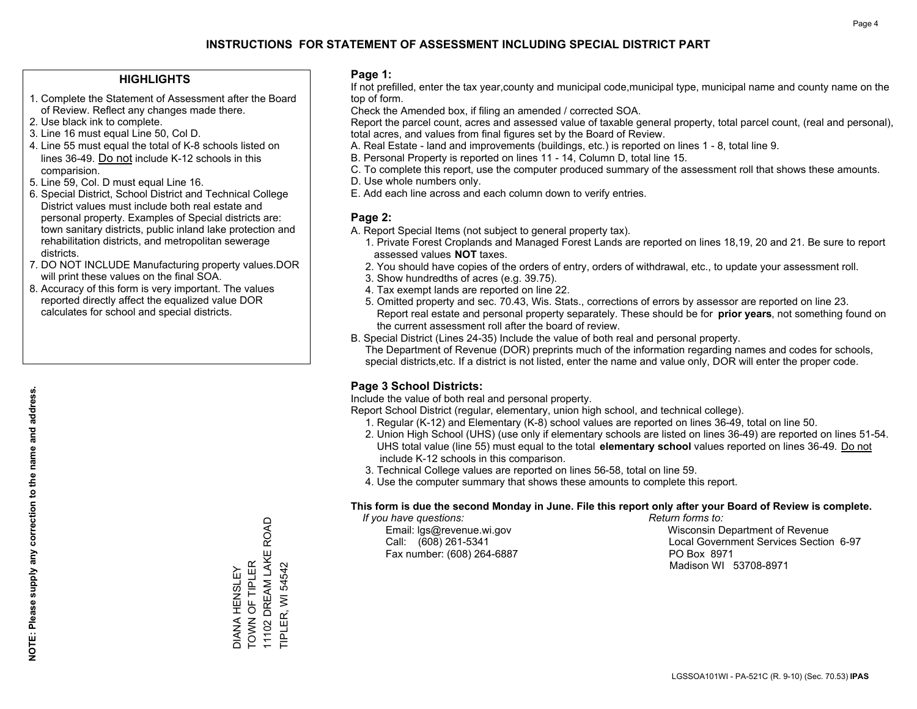# INSTRUCTIONS FOR STATEMENT OF ASSESSMENT INCLUDING SPECIAL DISTRICT PART

## HIGHLIGHTS

1. Complete the Statement of Assessment after the Board of Review. Reflect any changes made there.
2. Use black ink to complete.
3. Line 16 must equal Line 50, Col D.
4. Line 55 must equal the total of K-8 schools listed on lines 36-49. Do not include K-12 schools in this comparision.
5. Line 59, Col. D must equal Line 16.
6. Special District, School District and Technical College District values must include both real estate and personal property. Examples of Special districts are: town sanitary districts, public inland lake protection and rehabilitation districts, and metropolitan sewerage districts.
7. DO NOT INCLUDE Manufacturing property values.DOR will print these values on the final SOA.
8. Accuracy of this form is very important. The values reported directly affect the equalized value DOR calculates for school and special districts.

**NOTE: Please supply any correction to the name and address.**

DIANA HENSLEY
TOWN OF TIPLER
11102 DREAM LAKE ROAD
TIPLER, WI 54542

## Page 1:

If not prefilled, enter the tax year,county and municipal code,municipal type, municipal name and county name on the top of form.

Check the Amended box, if filing an amended / corrected SOA.

Report the parcel count, acres and assessed value of taxable general property, total parcel count, (real and personal), total acres, and values from final figures set by the Board of Review.

A. Real Estate - land and improvements (buildings, etc.) is reported on lines 1 - 8, total line 9.
B. Personal Property is reported on lines 11 - 14, Column D, total line 15.
C. To complete this report, use the computer produced summary of the assessment roll that shows these amounts.
D. Use whole numbers only.
E. Add each line across and each column down to verify entries.

## Page 2:

A. Report Special Items (not subject to general property tax).
   1. Private Forest Croplands and Managed Forest Lands are reported on lines 18,19, 20 and 21. Be sure to report assessed values **NOT** taxes.
   2. You should have copies of the orders of entry, orders of withdrawal, etc., to update your assessment roll.
   3. Show hundredths of acres (e.g. 39.75).
   4. Tax exempt lands are reported on line 22.
   5. Omitted property and sec. 70.43, Wis. Stats., corrections of errors by assessor are reported on line 23. Report real estate and personal property separately. These should be for **prior years**, not something found on the current assessment roll after the board of review.
B. Special District (Lines 24-35) Include the value of both real and personal property.
   The Department of Revenue (DOR) preprints much of the information regarding names and codes for schools, special districts,etc. If a district is not listed, enter the name and value only, DOR will enter the proper code.

## Page 3 School Districts:

Include the value of both real and personal property.

Report School District (regular, elementary, union high school, and technical college).

1. Regular (K-12) and Elementary (K-8) school values are reported on lines 36-49, total on line 50.
2. Union High School (UHS) (use only if elementary schools are listed on lines 36-49) are reported on lines 51-54. UHS total value (line 55) must equal to the total **elementary school** values reported on lines 36-49. Do not include K-12 schools in this comparison.
3. Technical College values are reported on lines 56-58, total on line 59.
4. Use the computer summary that shows these amounts to complete this report.

**This form is due the second Monday in June. File this report only after your Board of Review is complete.**

*If you have questions:*
Email: lgs@revenue.wi.gov
Call: (608) 261-5341
Fax number: (608) 264-6887

*Return forms to:*
Wisconsin Department of Revenue
Local Government Services Section 6-97
PO Box 8971
Madison WI 53708-8971

LGSSOA101WI - PA-521C (R. 9-10) (Sec. 70.53) **IPAS**